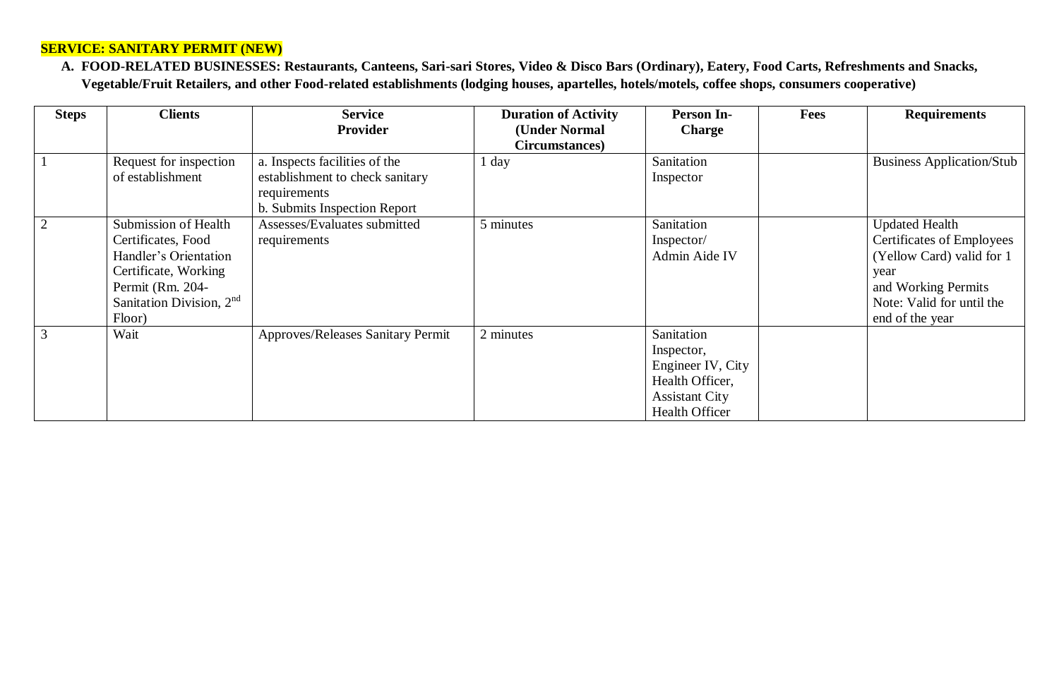**SERVICE: SANITARY PERMIT (NEW)**

**A. FOOD-RELATED BUSINESSES: Restaurants, Canteens, Sari-sari Stores, Video & Disco Bars (Ordinary), Eatery, Food Carts, Refreshments and Snacks, Vegetable/Fruit Retailers, and other Food-related establishments (lodging houses, apartelles, hotels/motels, coffee shops, consumers cooperative)**

| Steps | Clients | Service Provider | Duration of Activity (Under Normal Circumstances) | Person In-Charge | Fees | Requirements |
|---|---|---|---|---|---|---|
| 1 | Request for inspection of establishment | a. Inspects facilities of the establishment to check sanitary requirements<br>b. Submits Inspection Report | 1 day | Sanitation Inspector | | Business Application/Stub |
| 2 | Submission of Health Certificates, Food Handler's Orientation Certificate, Working Permit (Rm. 204- Sanitation Division, 2nd Floor) | Assesses/Evaluates submitted requirements | 5 minutes | Sanitation Inspector/ Admin Aide IV | | Updated Health Certificates of Employees (Yellow Card) valid for 1 year and Working Permits Note: Valid for until the end of the year |
| 3 | Wait | Approves/Releases Sanitary Permit | 2 minutes | Sanitation Inspector, Engineer IV, City Health Officer, Assistant City Health Officer | | |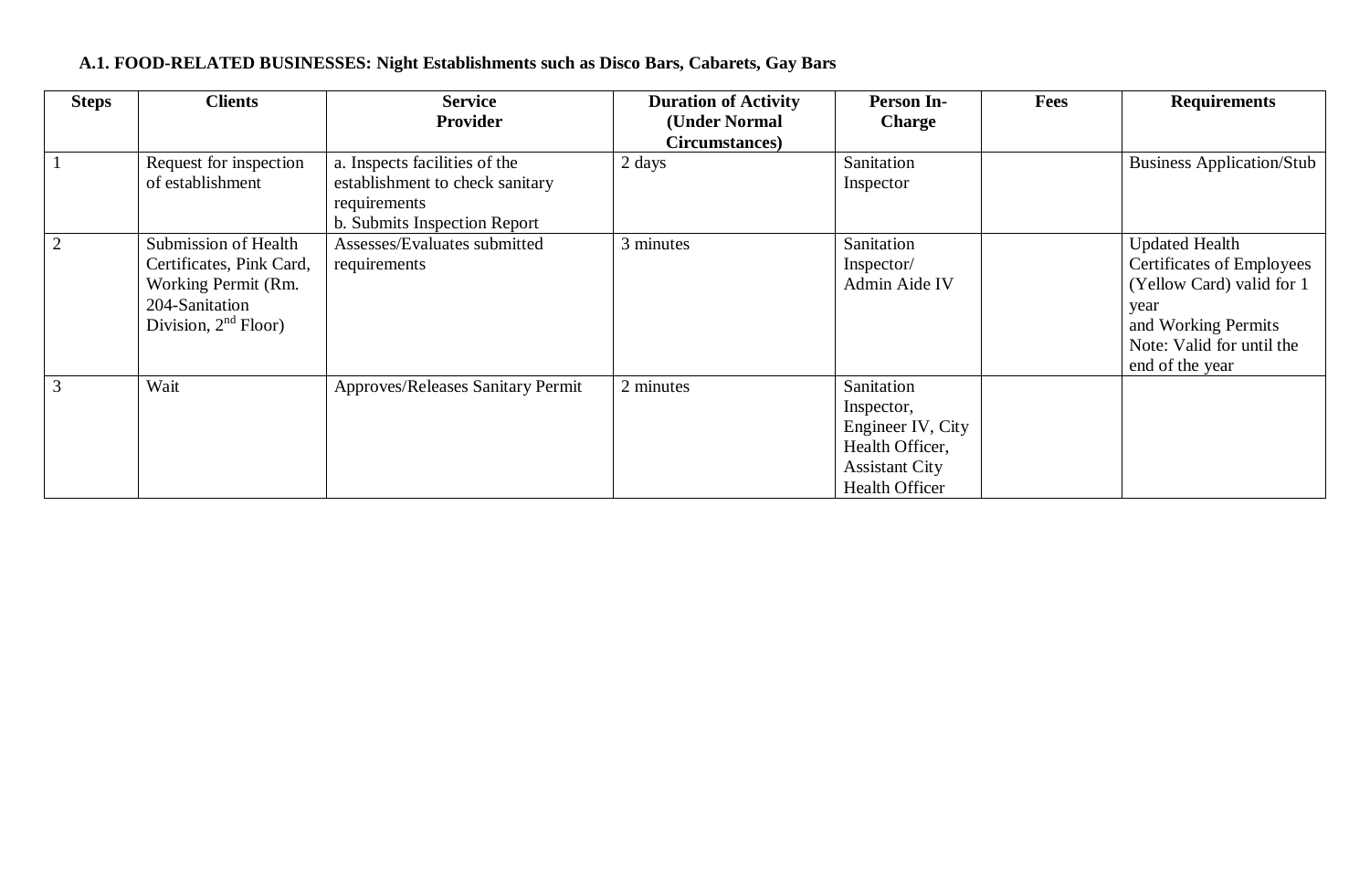**A.1. FOOD-RELATED BUSINESSES: Night Establishments such as Disco Bars, Cabarets, Gay Bars**

| Steps | Clients | Service Provider | Duration of Activity (Under Normal Circumstances) | Person In-Charge | Fees | Requirements |
|---|---|---|---|---|---|---|
| 1 | Request for inspection of establishment | a. Inspects facilities of the establishment to check sanitary requirements<br>b. Submits Inspection Report | 2 days | Sanitation Inspector | | Business Application/Stub |
| 2 | Submission of Health Certificates, Pink Card, Working Permit (Rm. 204-Sanitation Division, 2nd Floor) | Assesses/Evaluates submitted requirements | 3 minutes | Sanitation Inspector/ Admin Aide IV | | Updated Health Certificates of Employees (Yellow Card) valid for 1 year and Working Permits<br>Note: Valid for until the end of the year |
| 3 | Wait | Approves/Releases Sanitary Permit | 2 minutes | Sanitation Inspector, Engineer IV, City Health Officer, Assistant City Health Officer | | |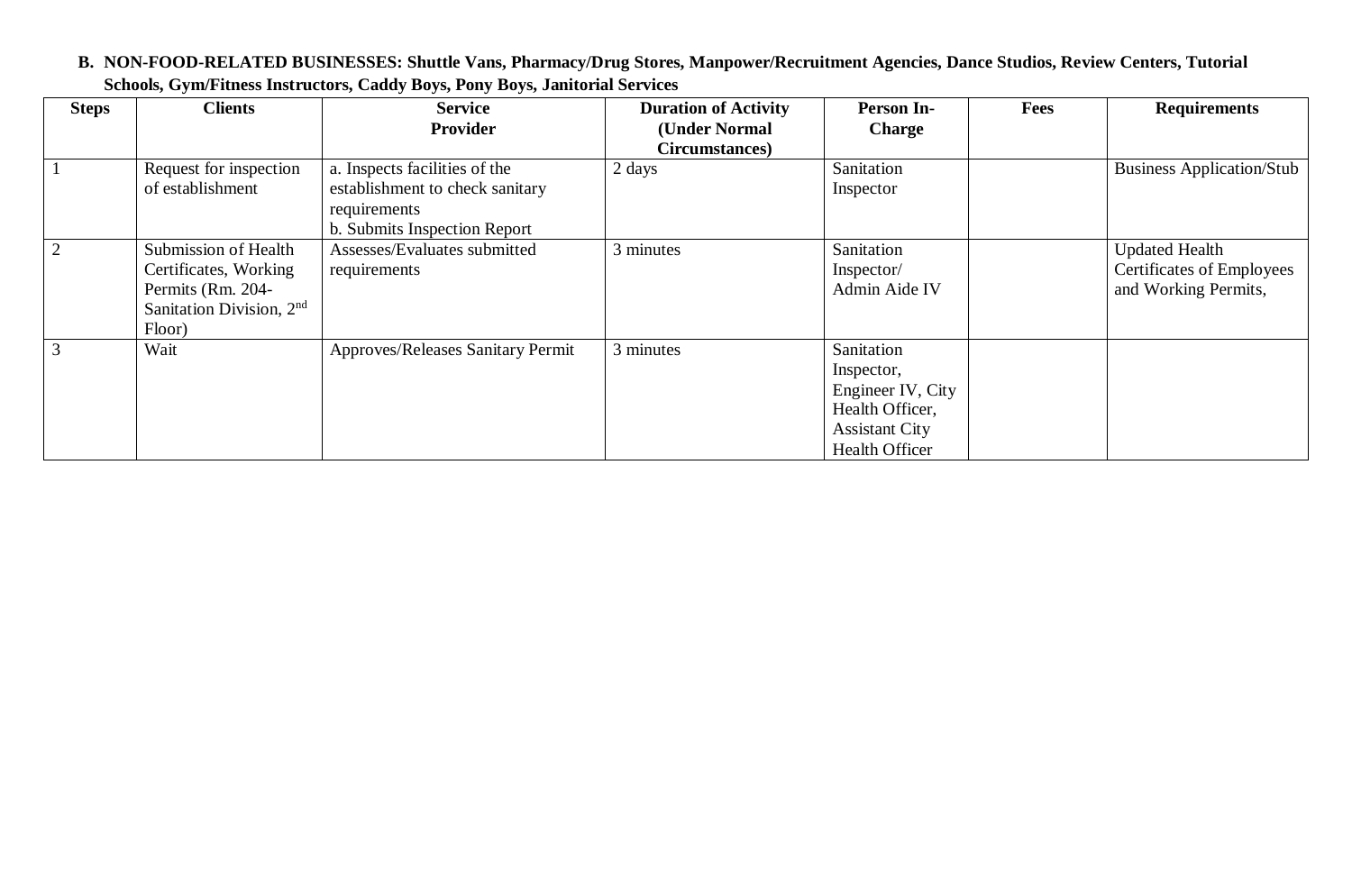**B. NON-FOOD-RELATED BUSINESSES: Shuttle Vans, Pharmacy/Drug Stores, Manpower/Recruitment Agencies, Dance Studios, Review Centers, Tutorial Schools, Gym/Fitness Instructors, Caddy Boys, Pony Boys, Janitorial Services**

| Steps | Clients | Service Provider | Duration of Activity (Under Normal Circumstances) | Person In-Charge | Fees | Requirements |
|---|---|---|---|---|---|---|
| 1 | Request for inspection of establishment | a. Inspects facilities of the establishment to check sanitary requirements<br>b. Submits Inspection Report | 2 days | Sanitation Inspector | | Business Application/Stub |
| 2 | Submission of Health Certificates, Working Permits (Rm. 204- Sanitation Division, 2nd Floor) | Assesses/Evaluates submitted requirements | 3 minutes | Sanitation Inspector/ Admin Aide IV | | Updated Health Certificates of Employees and Working Permits, |
| 3 | Wait | Approves/Releases Sanitary Permit | 3 minutes | Sanitation Inspector, Engineer IV, City Health Officer, Assistant City Health Officer | | |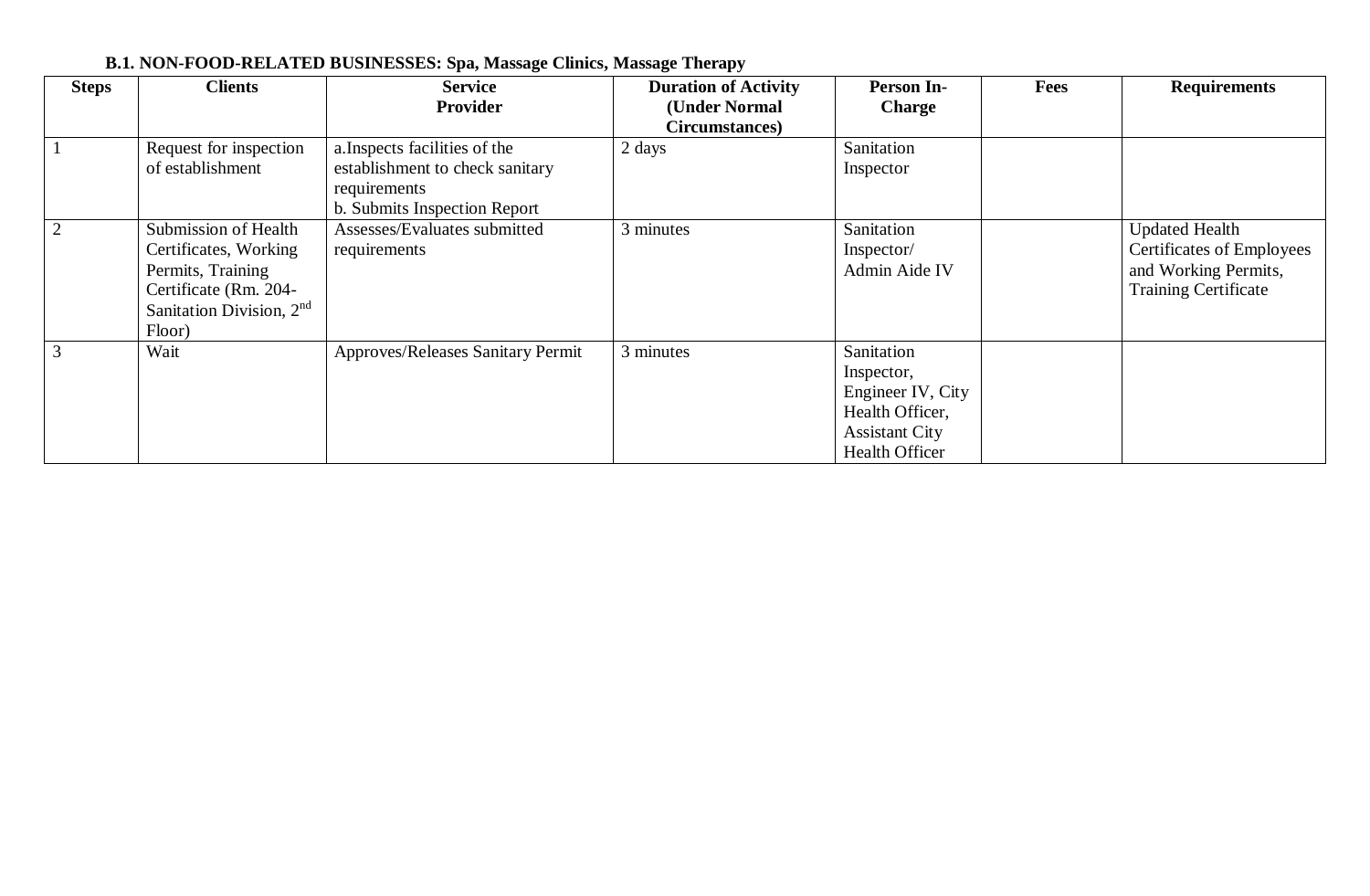**B.1. NON-FOOD-RELATED BUSINESSES: Spa, Massage Clinics, Massage Therapy**

| Steps | Clients | Service Provider | Duration of Activity (Under Normal Circumstances) | Person In-Charge | Fees | Requirements |
|---|---|---|---|---|---|---|
| 1 | Request for inspection of establishment | a.Inspects facilities of the establishment to check sanitary requirements<br>b. Submits Inspection Report | 2 days | Sanitation Inspector | | |
| 2 | Submission of Health Certificates, Working Permits, Training Certificate (Rm. 204-Sanitation Division, 2nd Floor) | Assesses/Evaluates submitted requirements | 3 minutes | Sanitation Inspector/ Admin Aide IV | | Updated Health Certificates of Employees and Working Permits, Training Certificate |
| 3 | Wait | Approves/Releases Sanitary Permit | 3 minutes | Sanitation Inspector, Engineer IV, City Health Officer, Assistant City Health Officer | | |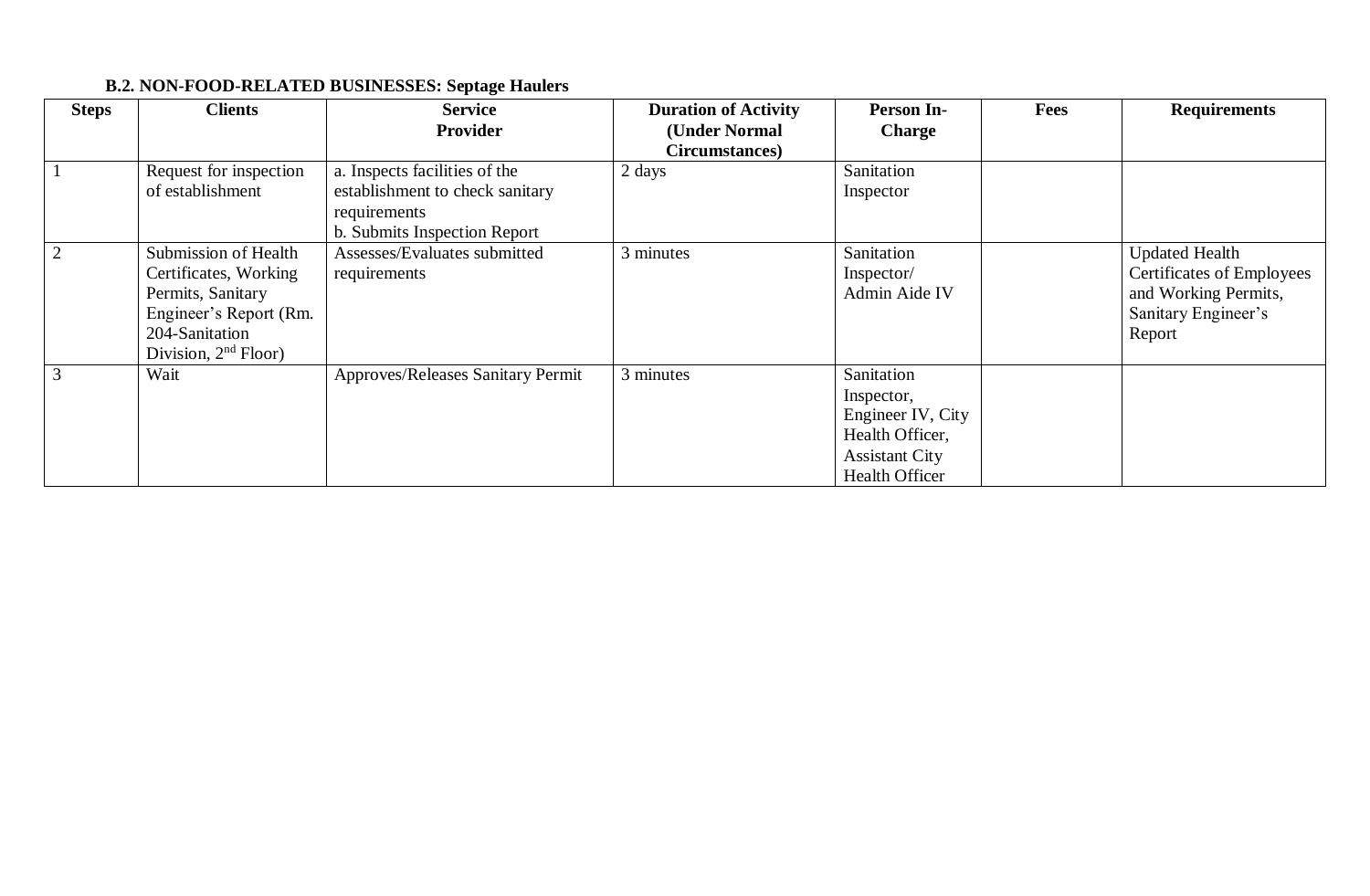**B.2. NON-FOOD-RELATED BUSINESSES: Septage Haulers**

| Steps | Clients | Service Provider | Duration of Activity (Under Normal Circumstances) | Person In-Charge | Fees | Requirements |
|---|---|---|---|---|---|---|
| 1 | Request for inspection of establishment | a. Inspects facilities of the establishment to check sanitary requirements<br>b. Submits Inspection Report | 2 days | Sanitation Inspector | | |
| 2 | Submission of Health Certificates, Working Permits, Sanitary Engineer's Report (Rm. 204-Sanitation Division, 2nd Floor) | Assesses/Evaluates submitted requirements | 3 minutes | Sanitation Inspector/ Admin Aide IV | | Updated Health Certificates of Employees and Working Permits, Sanitary Engineer's Report |
| 3 | Wait | Approves/Releases Sanitary Permit | 3 minutes | Sanitation Inspector, Engineer IV, City Health Officer, Assistant City Health Officer | | |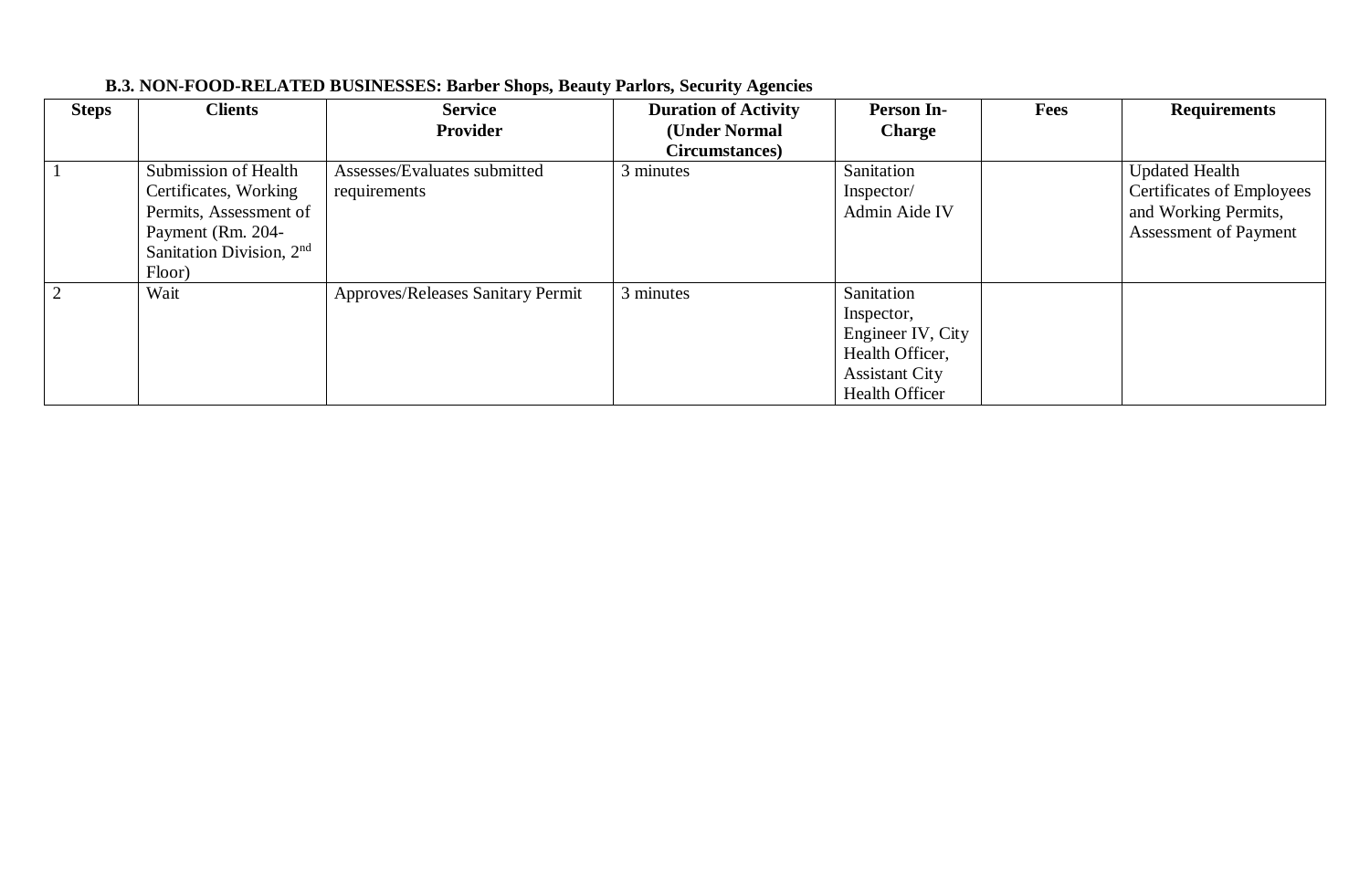### B.3. NON-FOOD-RELATED BUSINESSES: Barber Shops, Beauty Parlors, Security Agencies

| Steps | Clients | Service Provider | Duration of Activity (Under Normal Circumstances) | Person In-Charge | Fees | Requirements |
|---|---|---|---|---|---|---|
| 1 | Submission of Health Certificates, Working Permits, Assessment of Payment (Rm. 204-Sanitation Division, 2nd Floor) | Assesses/Evaluates submitted requirements | 3 minutes | Sanitation Inspector/ Admin Aide IV | | Updated Health Certificates of Employees and Working Permits, Assessment of Payment |
| 2 | Wait | Approves/Releases Sanitary Permit | 3 minutes | Sanitation Inspector, Engineer IV, City Health Officer, Assistant City Health Officer | | |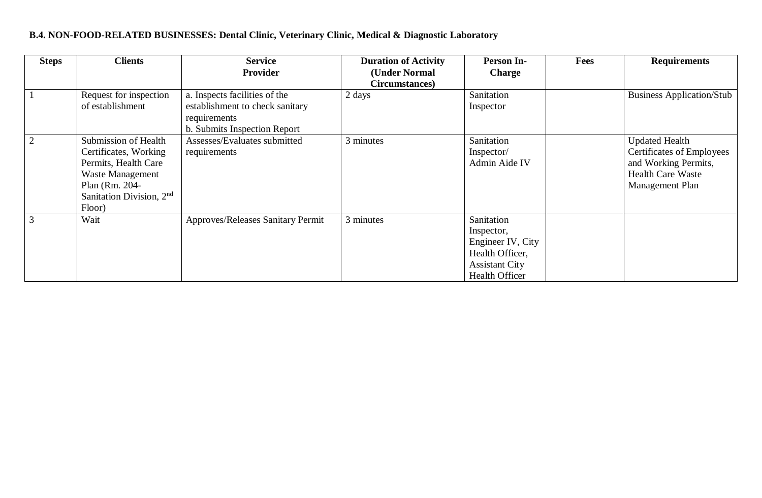**B.4. NON-FOOD-RELATED BUSINESSES: Dental Clinic, Veterinary Clinic, Medical & Diagnostic Laboratory**

| Steps | Clients | Service Provider | Duration of Activity (Under Normal Circumstances) | Person In-Charge | Fees | Requirements |
|---|---|---|---|---|---|---|
| 1 | Request for inspection of establishment | a. Inspects facilities of the establishment to check sanitary requirements<br>b. Submits Inspection Report | 2 days | Sanitation Inspector | | Business Application/Stub |
| 2 | Submission of Health Certificates, Working Permits, Health Care Waste Management Plan (Rm. 204- Sanitation Division, 2nd Floor) | Assesses/Evaluates submitted requirements | 3 minutes | Sanitation Inspector/ Admin Aide IV | | Updated Health Certificates of Employees and Working Permits, Health Care Waste Management Plan |
| 3 | Wait | Approves/Releases Sanitary Permit | 3 minutes | Sanitation Inspector, Engineer IV, City Health Officer, Assistant City Health Officer | | |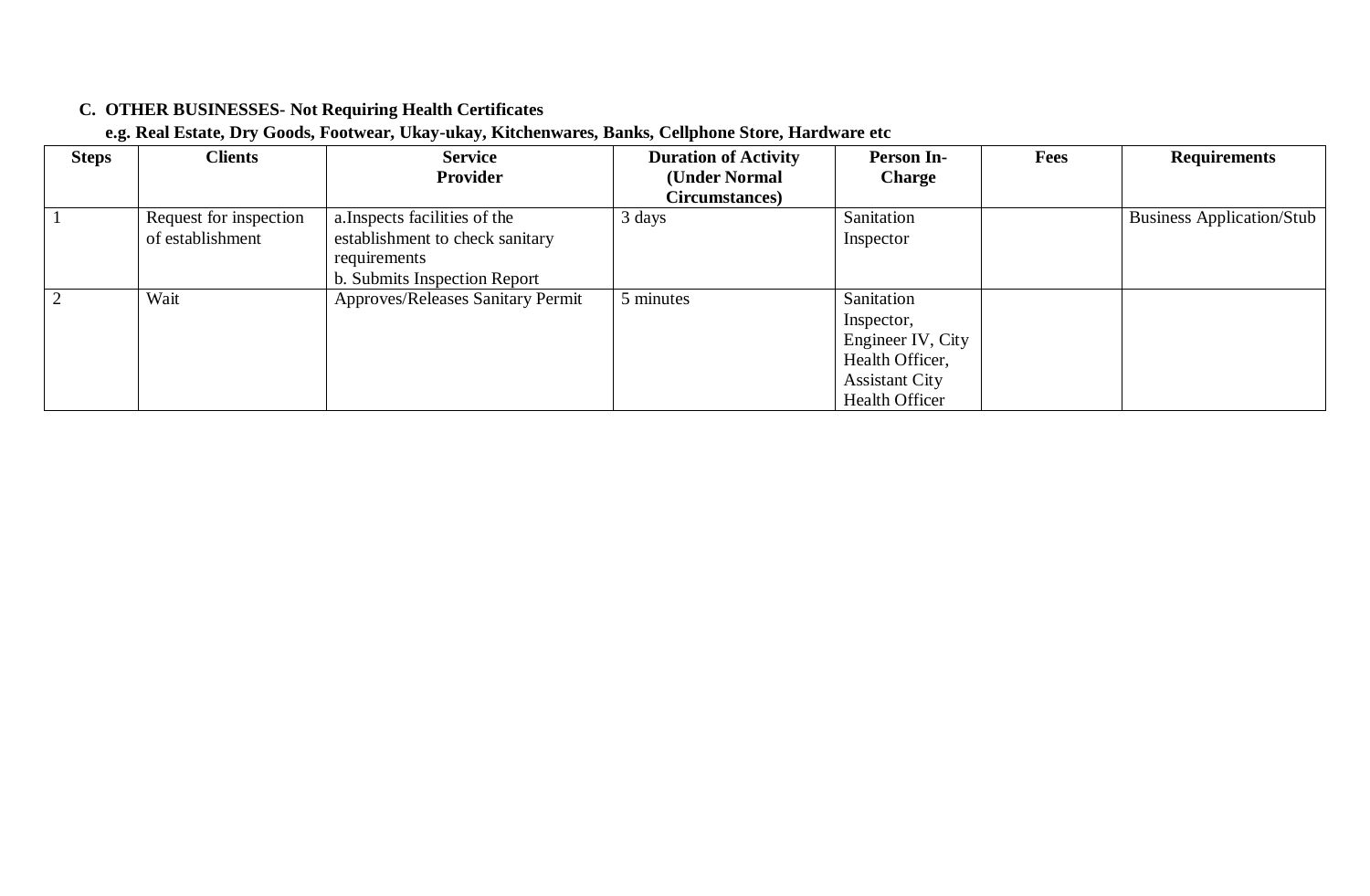**C. OTHER BUSINESSES- Not Requiring Health Certificates**

**e.g. Real Estate, Dry Goods, Footwear, Ukay-ukay, Kitchenwares, Banks, Cellphone Store, Hardware etc**

| Steps | Clients | Service Provider | Duration of Activity (Under Normal Circumstances) | Person In-Charge | Fees | Requirements |
|---|---|---|---|---|---|---|
| 1 | Request for inspection of establishment | a.Inspects facilities of the establishment to check sanitary requirements<br>b. Submits Inspection Report | 3 days | Sanitation Inspector | | Business Application/Stub |
| 2 | Wait | Approves/Releases Sanitary Permit | 5 minutes | Sanitation Inspector, Engineer IV, City Health Officer, Assistant City Health Officer | | |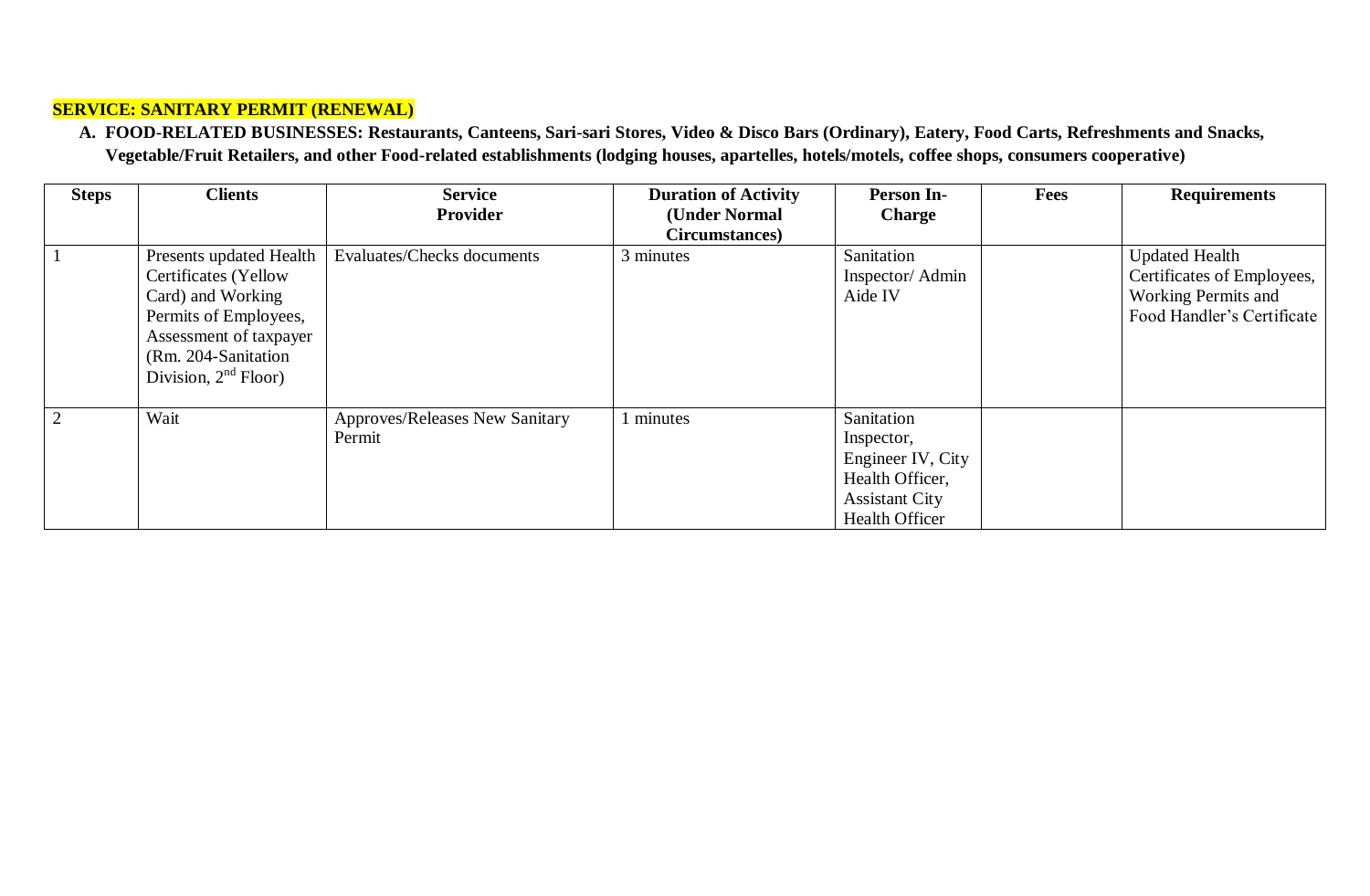**SERVICE: SANITARY PERMIT (RENEWAL)**

**A. FOOD-RELATED BUSINESSES: Restaurants, Canteens, Sari-sari Stores, Video & Disco Bars (Ordinary), Eatery, Food Carts, Refreshments and Snacks, Vegetable/Fruit Retailers, and other Food-related establishments (lodging houses, apartelles, hotels/motels, coffee shops, consumers cooperative)**

| Steps | Clients | Service Provider | Duration of Activity (Under Normal Circumstances) | Person In-Charge | Fees | Requirements |
|---|---|---|---|---|---|---|
| 1 | Presents updated Health Certificates (Yellow Card) and Working Permits of Employees, Assessment of taxpayer (Rm. 204-Sanitation Division, 2nd Floor) | Evaluates/Checks documents | 3 minutes | Sanitation Inspector/ Admin Aide IV | | Updated Health Certificates of Employees, Working Permits and Food Handler's Certificate |
| 2 | Wait | Approves/Releases New Sanitary Permit | 1 minutes | Sanitation Inspector, Engineer IV, City Health Officer, Assistant City Health Officer | | |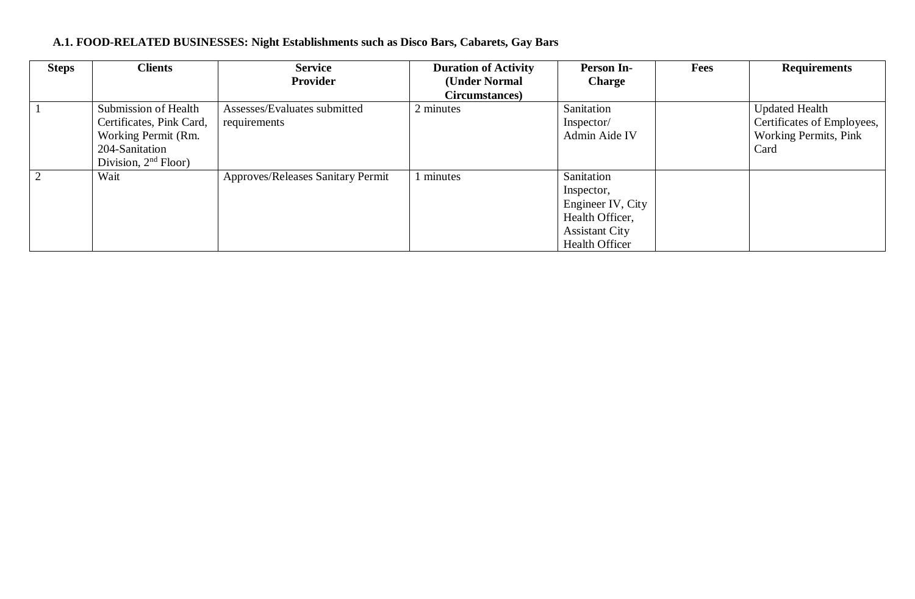**A.1. FOOD-RELATED BUSINESSES: Night Establishments such as Disco Bars, Cabarets, Gay Bars**

| Steps | Clients | Service Provider | Duration of Activity (Under Normal Circumstances) | Person In-Charge | Fees | Requirements |
|---|---|---|---|---|---|---|
| 1 | Submission of Health Certificates, Pink Card, Working Permit (Rm. 204-Sanitation Division, 2nd Floor) | Assesses/Evaluates submitted requirements | 2 minutes | Sanitation Inspector/ Admin Aide IV | | Updated Health Certificates of Employees, Working Permits, Pink Card |
| 2 | Wait | Approves/Releases Sanitary Permit | 1 minutes | Sanitation Inspector, Engineer IV, City Health Officer, Assistant City Health Officer | | |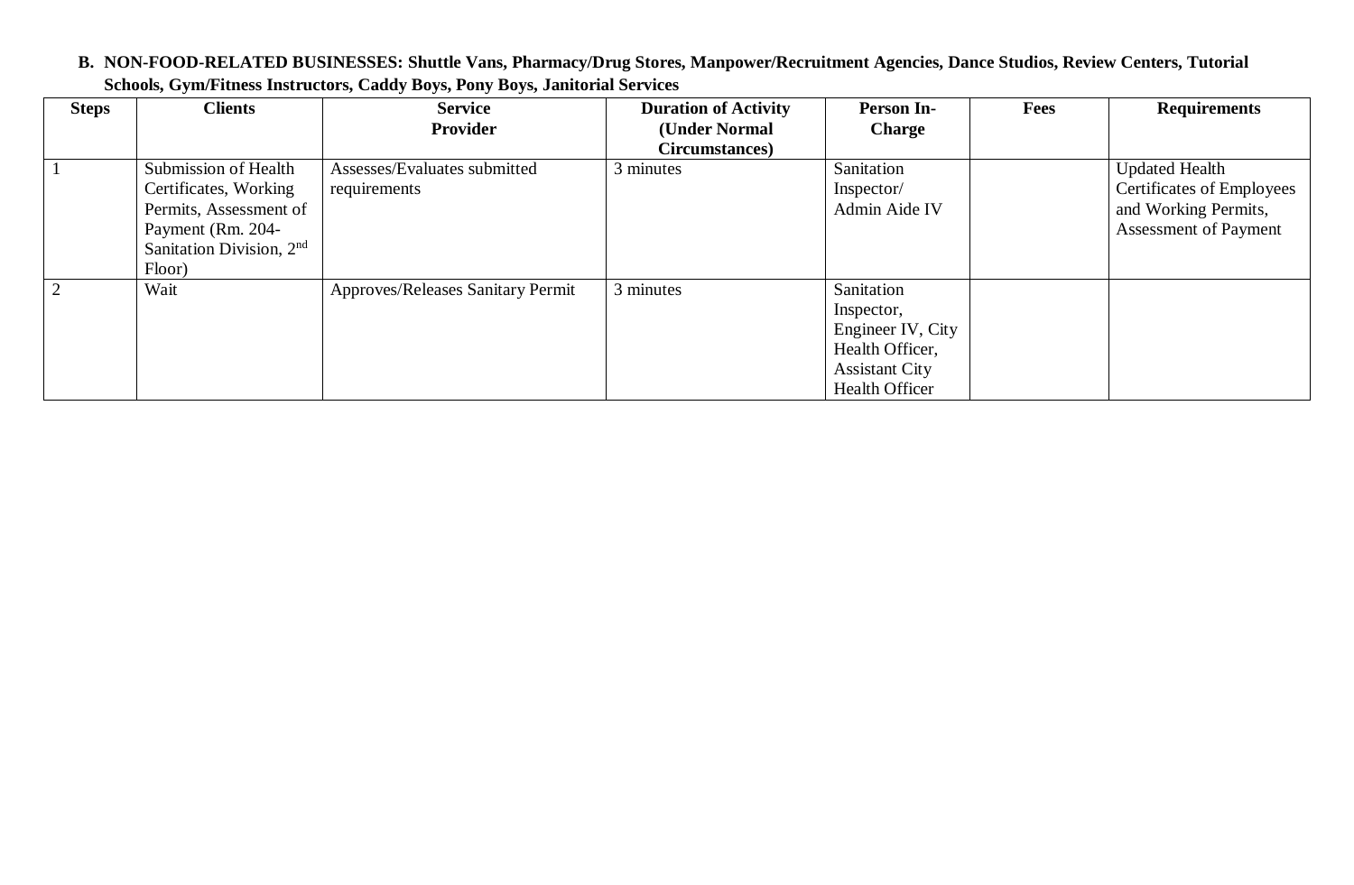**B. NON-FOOD-RELATED BUSINESSES: Shuttle Vans, Pharmacy/Drug Stores, Manpower/Recruitment Agencies, Dance Studios, Review Centers, Tutorial Schools, Gym/Fitness Instructors, Caddy Boys, Pony Boys, Janitorial Services**

| Steps | Clients | Service Provider | Duration of Activity (Under Normal Circumstances) | Person In-Charge | Fees | Requirements |
|---|---|---|---|---|---|---|
| 1 | Submission of Health Certificates, Working Permits, Assessment of Payment (Rm. 204-Sanitation Division, 2nd Floor) | Assesses/Evaluates submitted requirements | 3 minutes | Sanitation Inspector/ Admin Aide IV | | Updated Health Certificates of Employees and Working Permits, Assessment of Payment |
| 2 | Wait | Approves/Releases Sanitary Permit | 3 minutes | Sanitation Inspector, Engineer IV, City Health Officer, Assistant City Health Officer | | |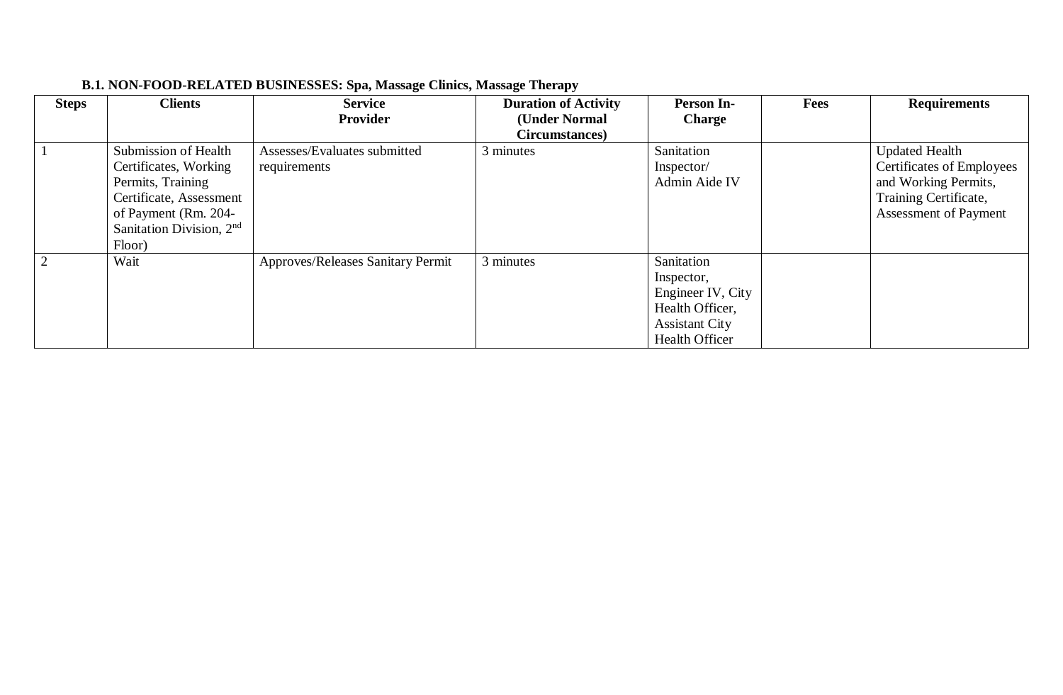**B.1. NON-FOOD-RELATED BUSINESSES: Spa, Massage Clinics, Massage Therapy**

| Steps | Clients | Service Provider | Duration of Activity (Under Normal Circumstances) | Person In-Charge | Fees | Requirements |
|---|---|---|---|---|---|---|
| 1 | Submission of Health Certificates, Working Permits, Training Certificate, Assessment of Payment (Rm. 204- Sanitation Division, 2nd Floor) | Assesses/Evaluates submitted requirements | 3 minutes | Sanitation Inspector/ Admin Aide IV | | Updated Health Certificates of Employees and Working Permits, Training Certificate, Assessment of Payment |
| 2 | Wait | Approves/Releases Sanitary Permit | 3 minutes | Sanitation Inspector, Engineer IV, City Health Officer, Assistant City Health Officer | | |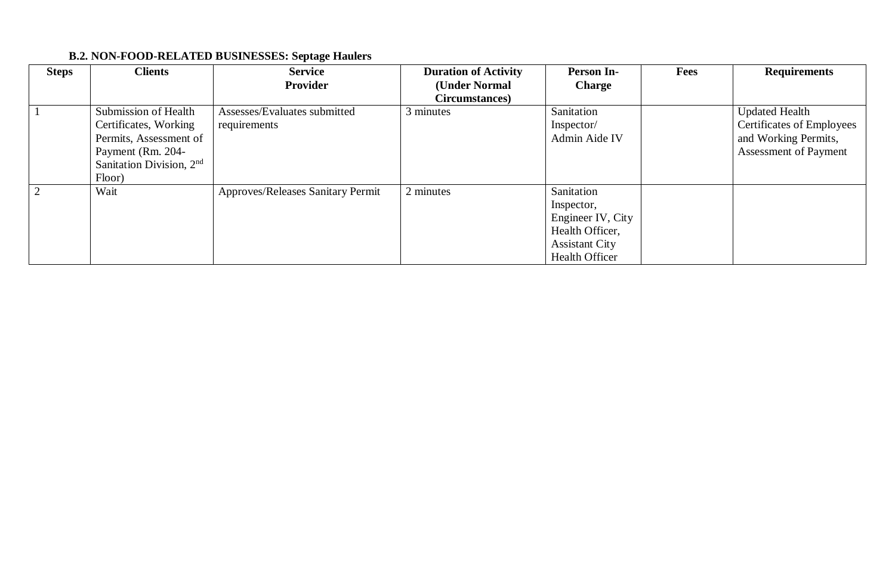**B.2. NON-FOOD-RELATED BUSINESSES: Septage Haulers**

| Steps | Clients | Service Provider | Duration of Activity (Under Normal Circumstances) | Person In-Charge | Fees | Requirements |
|---|---|---|---|---|---|---|
| 1 | Submission of Health Certificates, Working Permits, Assessment of Payment (Rm. 204-Sanitation Division, 2nd Floor) | Assesses/Evaluates submitted requirements | 3 minutes | Sanitation Inspector/ Admin Aide IV | | Updated Health Certificates of Employees and Working Permits, Assessment of Payment |
| 2 | Wait | Approves/Releases Sanitary Permit | 2 minutes | Sanitation Inspector, Engineer IV, City Health Officer, Assistant City Health Officer | | |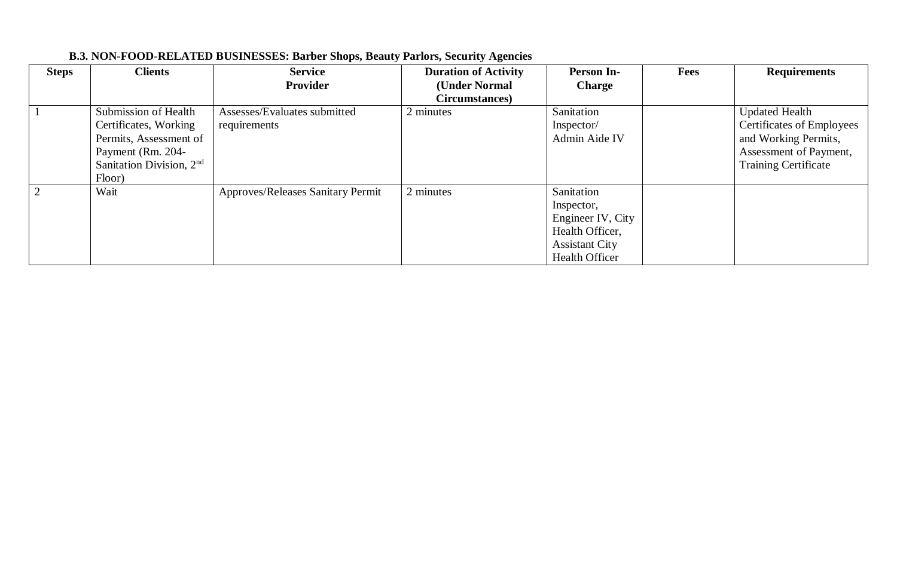**B.3. NON-FOOD-RELATED BUSINESSES: Barber Shops, Beauty Parlors, Security Agencies**

| Steps | Clients | Service Provider | Duration of Activity (Under Normal Circumstances) | Person In-Charge | Fees | Requirements |
|---|---|---|---|---|---|---|
| 1 | Submission of Health Certificates, Working Permits, Assessment of Payment (Rm. 204-Sanitation Division, 2nd Floor) | Assesses/Evaluates submitted requirements | 2 minutes | Sanitation Inspector/ Admin Aide IV | | Updated Health Certificates of Employees and Working Permits, Assessment of Payment, Training Certificate |
| 2 | Wait | Approves/Releases Sanitary Permit | 2 minutes | Sanitation Inspector, Engineer IV, City Health Officer, Assistant City Health Officer | | |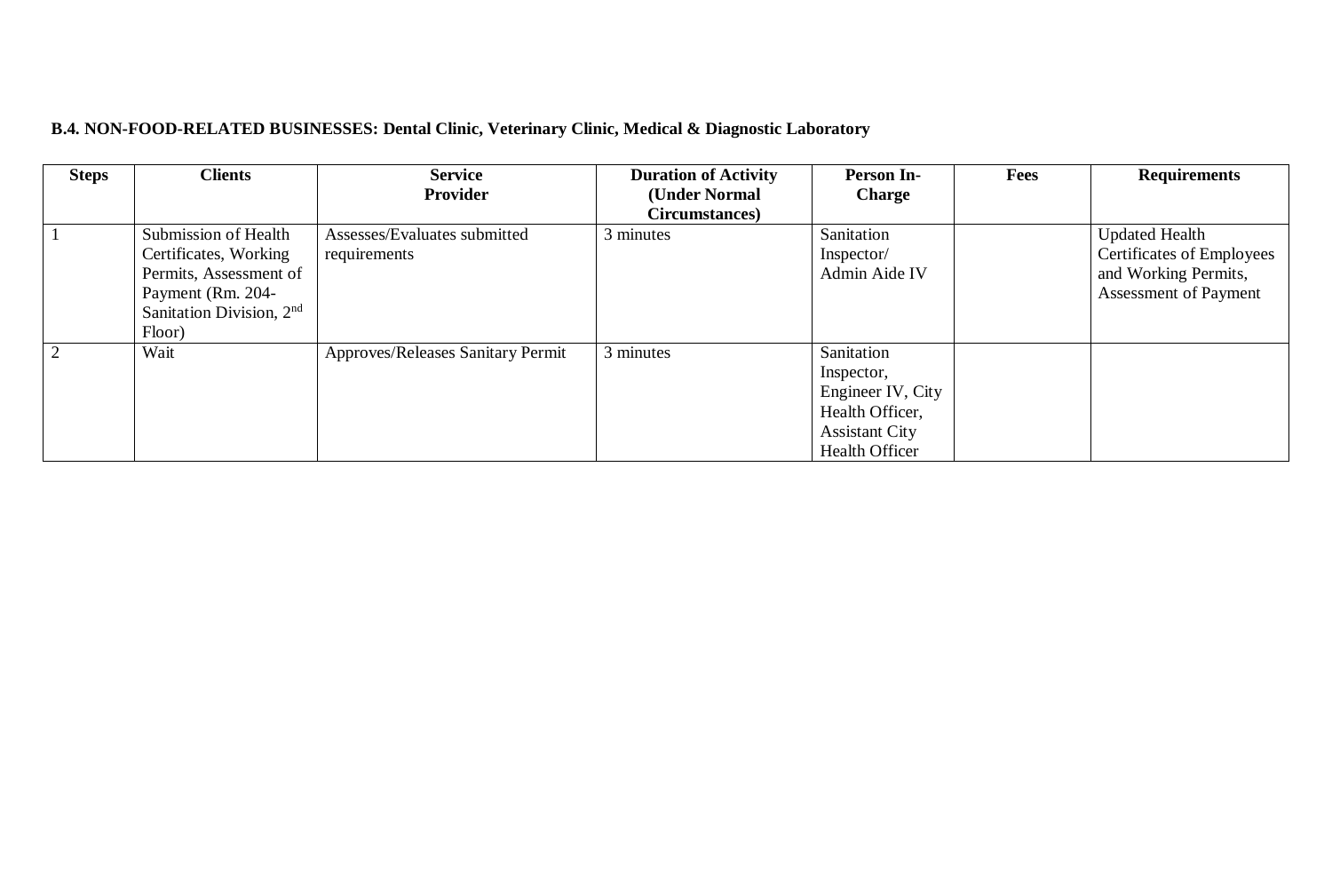**B.4. NON-FOOD-RELATED BUSINESSES: Dental Clinic, Veterinary Clinic, Medical & Diagnostic Laboratory**

| Steps | Clients | Service Provider | Duration of Activity (Under Normal Circumstances) | Person In-Charge | Fees | Requirements |
|---|---|---|---|---|---|---|
| 1 | Submission of Health Certificates, Working Permits, Assessment of Payment (Rm. 204-Sanitation Division, 2nd Floor) | Assesses/Evaluates submitted requirements | 3 minutes | Sanitation Inspector/ Admin Aide IV | | Updated Health Certificates of Employees and Working Permits, Assessment of Payment |
| 2 | Wait | Approves/Releases Sanitary Permit | 3 minutes | Sanitation Inspector, Engineer IV, City Health Officer, Assistant City Health Officer | | |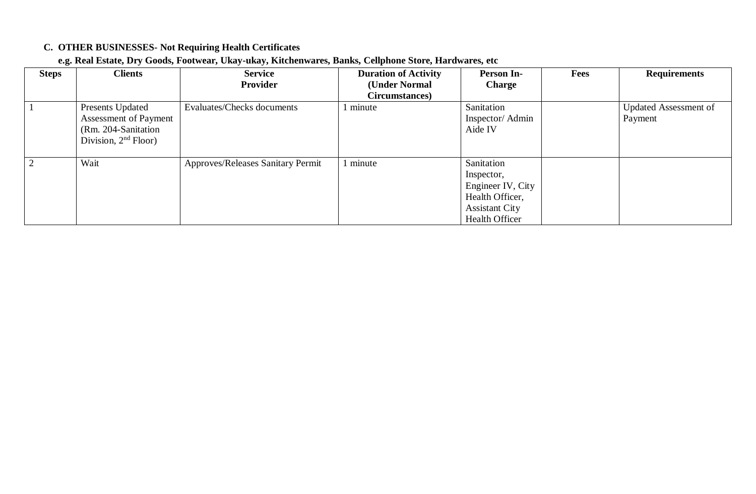**C. OTHER BUSINESSES- Not Requiring Health Certificates**

**e.g. Real Estate, Dry Goods, Footwear, Ukay-ukay, Kitchenwares, Banks, Cellphone Store, Hardwares, etc**

| Steps | Clients | Service Provider | Duration of Activity (Under Normal Circumstances) | Person In-Charge | Fees | Requirements |
|---|---|---|---|---|---|---|
| 1 | Presents Updated Assessment of Payment (Rm. 204-Sanitation Division, 2nd Floor) | Evaluates/Checks documents | 1 minute | Sanitation Inspector/ Admin Aide IV | | Updated Assessment of Payment |
| 2 | Wait | Approves/Releases Sanitary Permit | 1 minute | Sanitation Inspector, Engineer IV, City Health Officer, Assistant City Health Officer | | |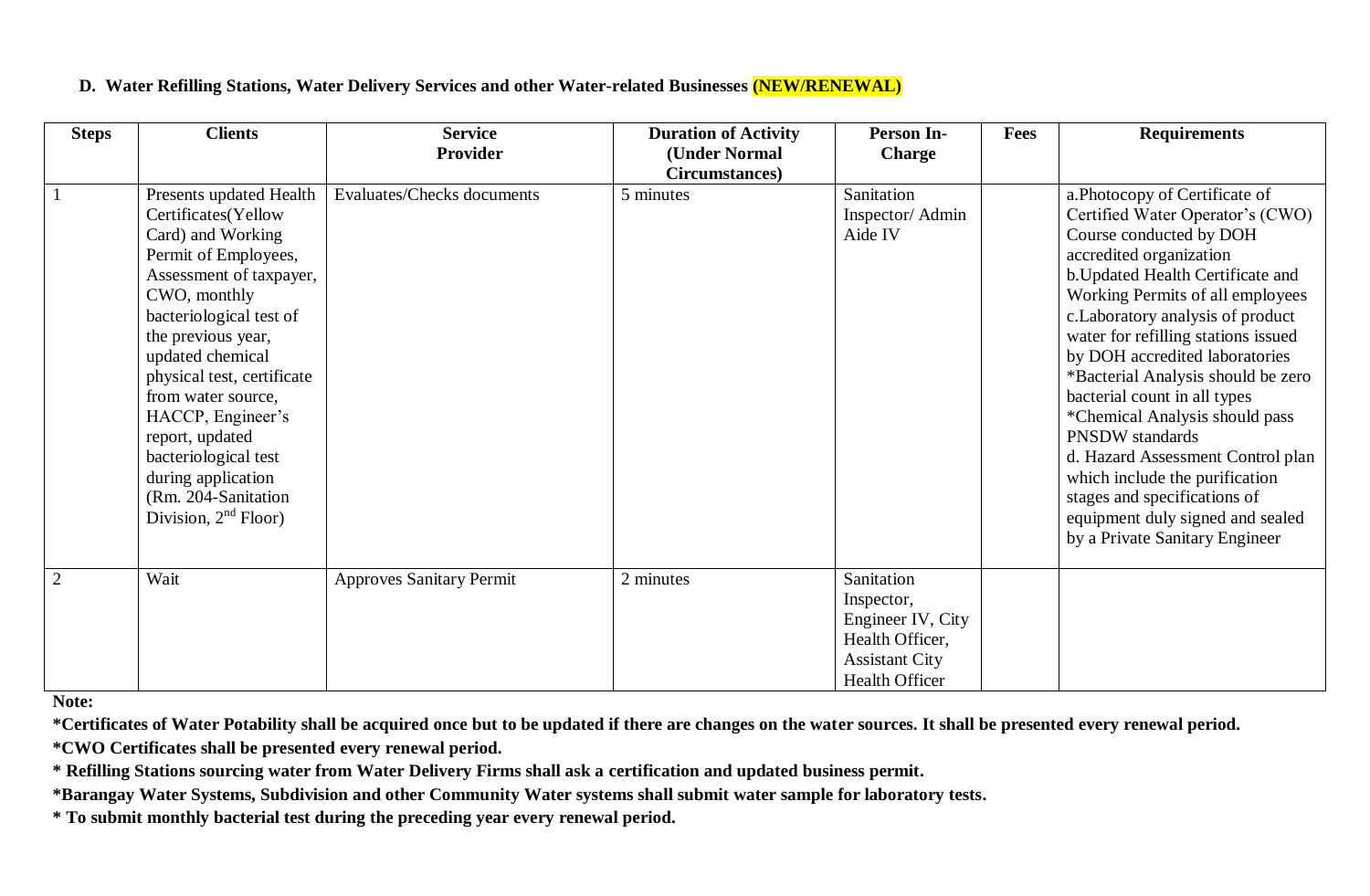### D. Water Refilling Stations, Water Delivery Services and other Water-related Businesses **(NEW/RENEWAL)**

| Steps | Clients | Service Provider | Duration of Activity (Under Normal Circumstances) | Person In-Charge | Fees | Requirements |
|---|---|---|---|---|---|---|
| 1 | Presents updated Health Certificates(Yellow Card) and Working Permit of Employees, Assessment of taxpayer, CWO, monthly bacteriological test of the previous year, updated chemical physical test, certificate from water source, HACCP, Engineer's report, updated bacteriological test during application (Rm. 204-Sanitation Division, 2nd Floor) | Evaluates/Checks documents | 5 minutes | Sanitation Inspector/ Admin Aide IV | | a.Photocopy of Certificate of Certified Water Operator's (CWO) Course conducted by DOH accredited organization<br>b.Updated Health Certificate and Working Permits of all employees<br>c.Laboratory analysis of product water for refilling stations issued by DOH accredited laboratories<br>*Bacterial Analysis should be zero bacterial count in all types<br>*Chemical Analysis should pass PNSDW standards<br>d. Hazard Assessment Control plan which include the purification stages and specifications of equipment duly signed and sealed by a Private Sanitary Engineer |
| 2 | Wait | Approves Sanitary Permit | 2 minutes | Sanitation Inspector, Engineer IV, City Health Officer, Assistant City Health Officer | | |

**Note:**

**\*Certificates of Water Potability shall be acquired once but to be updated if there are changes on the water sources. It shall be presented every renewal period.**

**\*CWO Certificates shall be presented every renewal period.**

**\* Refilling Stations sourcing water from Water Delivery Firms shall ask a certification and updated business permit.**

**\*Barangay Water Systems, Subdivision and other Community Water systems shall submit water sample for laboratory tests.**

**\* To submit monthly bacterial test during the preceding year every renewal period.**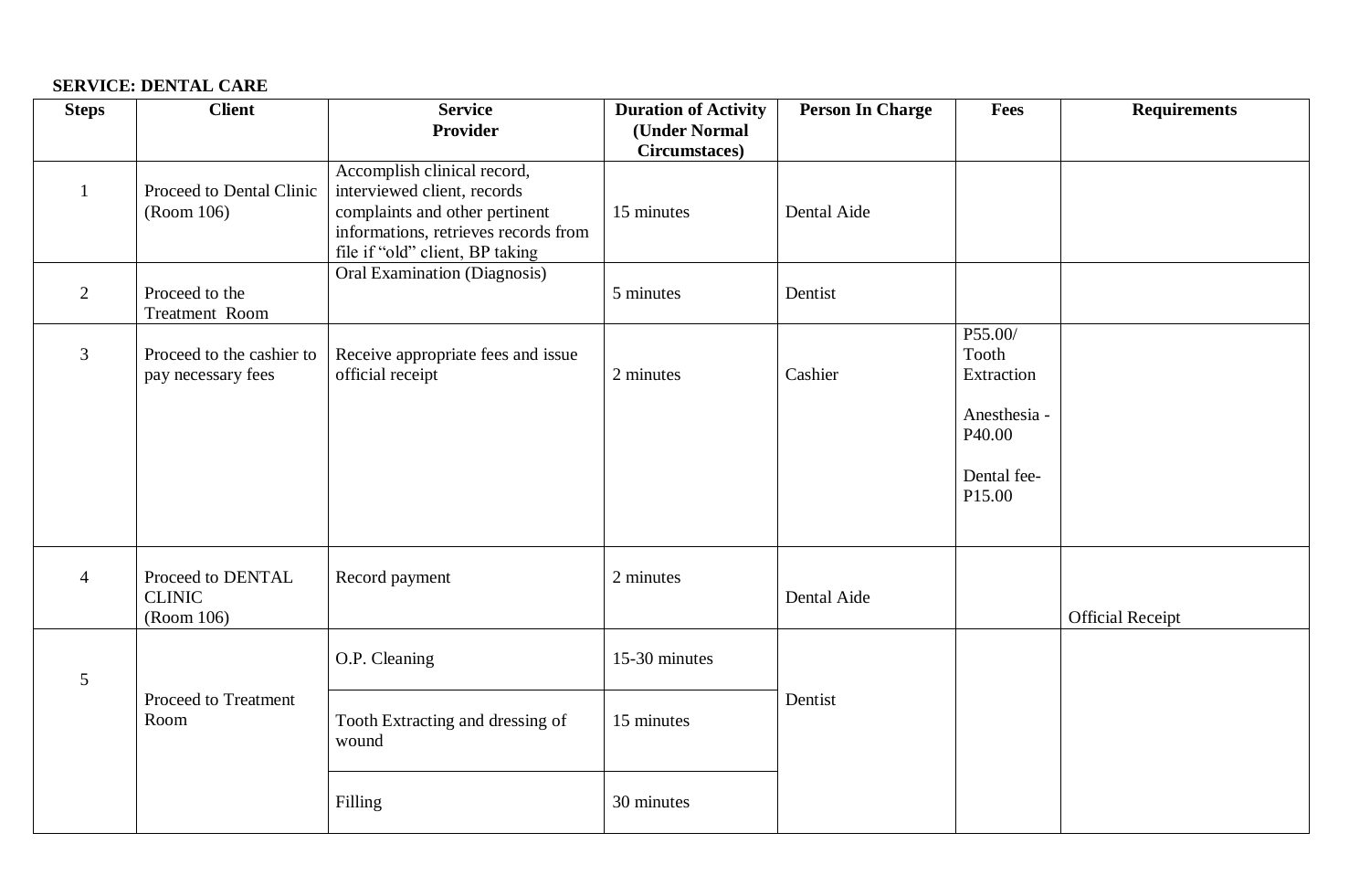**SERVICE: DENTAL CARE**

| Steps | Client | Service Provider | Duration of Activity (Under Normal Circumstaces) | Person In Charge | Fees | Requirements |
|---|---|---|---|---|---|---|
| 1 | Proceed to Dental Clinic (Room 106) | Accomplish clinical record, interviewed client, records complaints and other pertinent informations, retrieves records from file if "old" client, BP taking | 15 minutes | Dental Aide | | |
| 2 | Proceed to the Treatment Room | Oral Examination (Diagnosis) | 5 minutes | Dentist | | |
| 3 | Proceed to the cashier to pay necessary fees | Receive appropriate fees and issue official receipt | 2 minutes | Cashier | P55.00/ Tooth Extraction<br><br>Anesthesia - P40.00<br><br>Dental fee- P15.00 | |
| 4 | Proceed to DENTAL CLINIC (Room 106) | Record payment | 2 minutes | Dental Aide | | Official Receipt |
| 5 | Proceed to Treatment Room | O.P. Cleaning | 15-30 minutes | Dentist | | |
| | | Tooth Extracting and dressing of wound | 15 minutes | | | |
| | | Filling | 30 minutes | | | |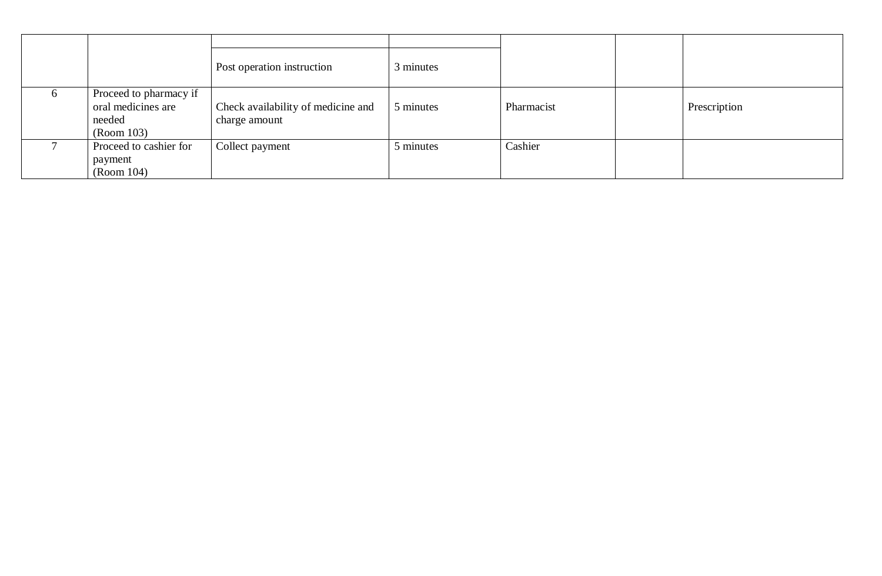| | | | | | | |
|---|---|---|---|---|---|---|
| | | | | | | |
| | | Post operation instruction | 3 minutes | | | |
| 6 | Proceed to pharmacy if oral medicines are needed (Room 103) | Check availability of medicine and charge amount | 5 minutes | Pharmacist | | Prescription |
| 7 | Proceed to cashier for payment (Room 104) | Collect payment | 5 minutes | Cashier | | |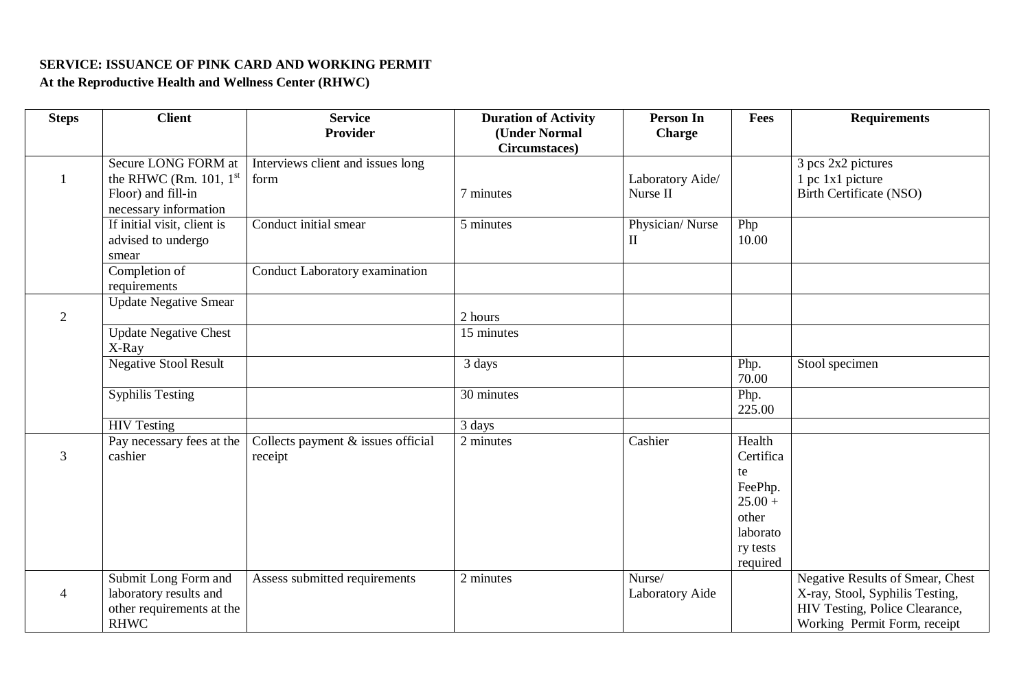**SERVICE: ISSUANCE OF PINK CARD AND WORKING PERMIT**
**At the Reproductive Health and Wellness Center (RHWC)**

| Steps | Client | Service Provider | Duration of Activity (Under Normal Circumstaces) | Person In Charge | Fees | Requirements |
|---|---|---|---|---|---|---|
| 1 | Secure LONG FORM at the RHWC (Rm. 101, 1st Floor) and fill-in necessary information | Interviews client and issues long form | 7 minutes | Laboratory Aide/ Nurse II | | 3 pcs 2x2 pictures<br>1 pc 1x1 picture<br>Birth Certificate (NSO) |
| | If initial visit, client is advised to undergo smear | Conduct initial smear | 5 minutes | Physician/ Nurse II | Php 10.00 | |
| | Completion of requirements | Conduct Laboratory examination | | | | |
| 2 | Update Negative Smear | | 2 hours | | | |
| | Update Negative Chest X-Ray | | 15 minutes | | | |
| | Negative Stool Result | | 3 days | | Php. 70.00 | Stool specimen |
| | Syphilis Testing | | 30 minutes | | Php. 225.00 | |
| | HIV Testing | | 3 days | | | |
| 3 | Pay necessary fees at the cashier | Collects payment & issues official receipt | 2 minutes | Cashier | Health Certificate FeePhp. 25.00 + other laboratory tests required | |
| 4 | Submit Long Form and laboratory results and other requirements at the RHWC | Assess submitted requirements | 2 minutes | Nurse/ Laboratory Aide | | Negative Results of Smear, Chest X-ray, Stool, Syphilis Testing, HIV Testing, Police Clearance, Working Permit Form, receipt |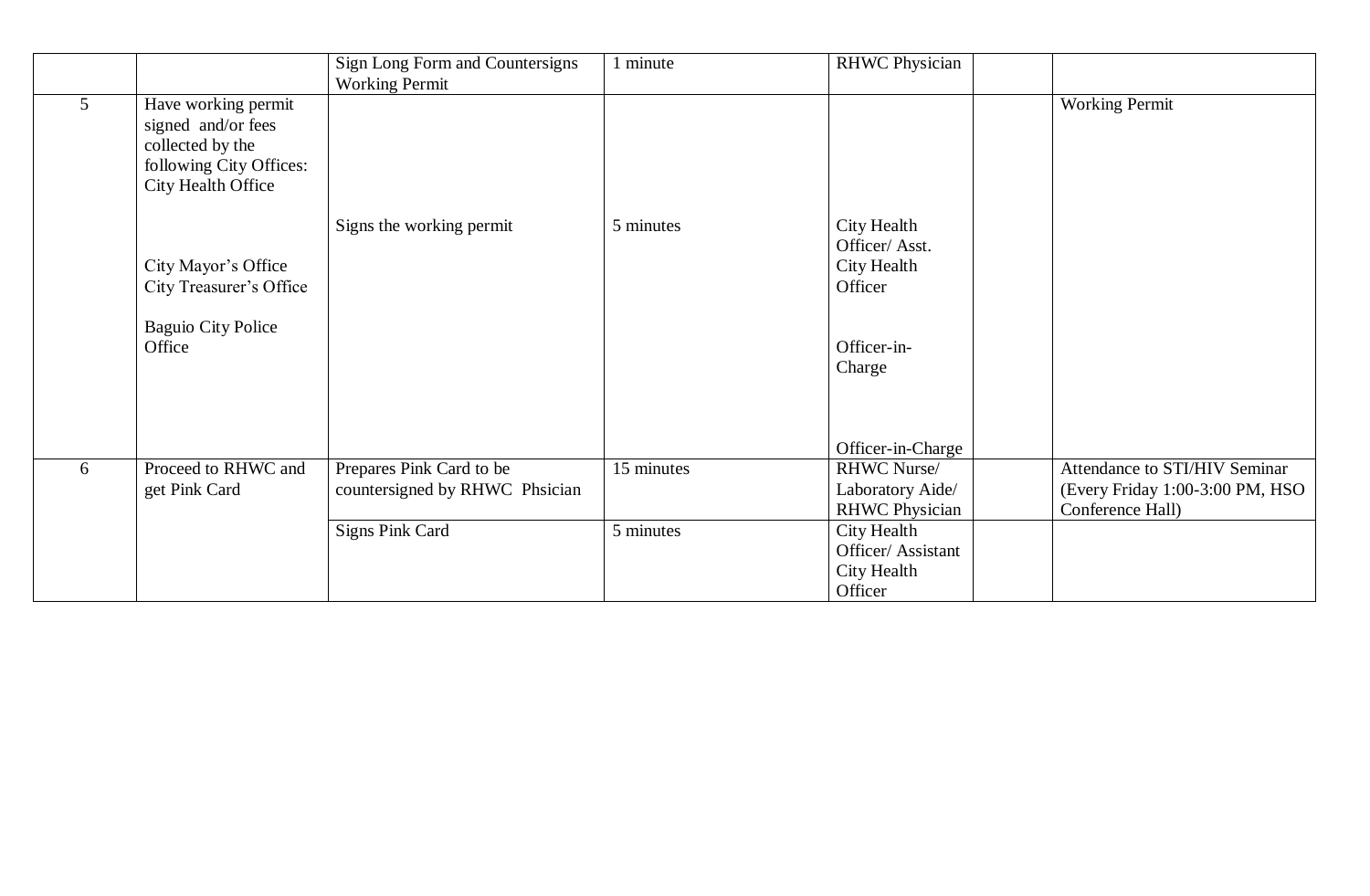| | | | | | | |
|---|---|---|---|---|---|---|
| | | Sign Long Form and Countersigns Working Permit | 1 minute | RHWC Physician | | |
| 5 | Have working permit signed and/or fees collected by the following City Offices: City Health Office<br><br>City Mayor's Office<br>City Treasurer's Office<br><br>Baguio City Police Office | Signs the working permit | 5 minutes | City Health Officer/ Asst. City Health Officer<br><br>Officer-in-Charge<br><br>Officer-in-Charge | | Working Permit |
| 6 | Proceed to RHWC and get Pink Card | Prepares Pink Card to be countersigned by RHWC Phsician | 15 minutes | RHWC Nurse/ Laboratory Aide/ RHWC Physician | | Attendance to STI/HIV Seminar (Every Friday 1:00-3:00 PM, HSO Conference Hall) |
| | | Signs Pink Card | 5 minutes | City Health Officer/ Assistant City Health Officer | | |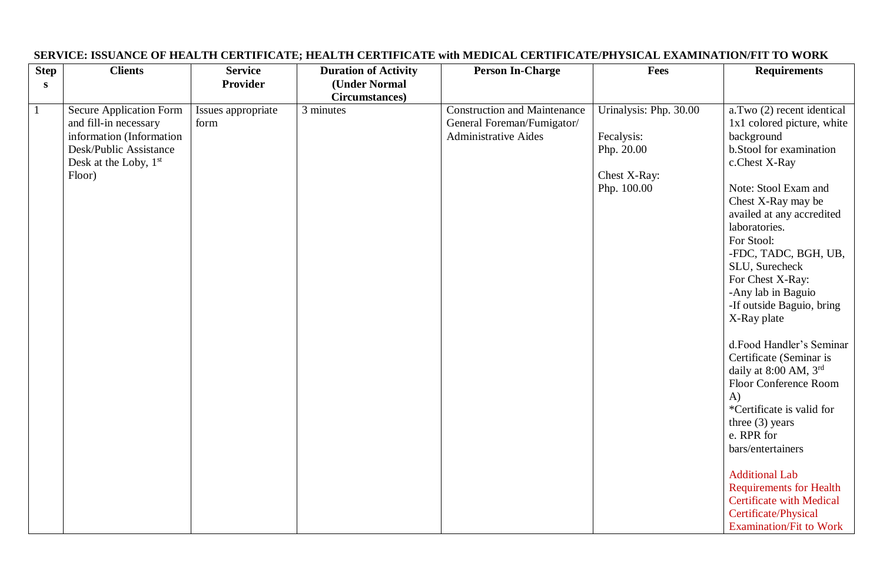**SERVICE: ISSUANCE OF HEALTH CERTIFICATE; HEALTH CERTIFICATE with MEDICAL CERTIFICATE/PHYSICAL EXAMINATION/FIT TO WORK**

| Steps | Clients | Service Provider | Duration of Activity (Under Normal Circumstances) | Person In-Charge | Fees | Requirements |
|---|---|---|---|---|---|---|
| 1 | Secure Application Form and fill-in necessary information (Information Desk/Public Assistance Desk at the Loby, 1st Floor) | Issues appropriate form | 3 minutes | Construction and Maintenance General Foreman/Fumigator/ Administrative Aides | Urinalysis: Php. 30.00<br><br>Fecalysis:<br>Php. 20.00<br><br>Chest X-Ray:<br>Php. 100.00 | a.Two (2) recent identical 1x1 colored picture, white background<br>b.Stool for examination<br>c.Chest X-Ray<br><br>Note: Stool Exam and Chest X-Ray may be availed at any accredited laboratories.<br>For Stool:<br>-FDC, TADC, BGH, UB, SLU, Surecheck<br>For Chest X-Ray:<br>-Any lab in Baguio<br>-If outside Baguio, bring X-Ray plate<br><br>d.Food Handler's Seminar Certificate (Seminar is daily at 8:00 AM, 3rd Floor Conference Room A)<br>*Certificate is valid for three (3) years<br>e. RPR for bars/entertainers<br><br>Additional Lab Requirements for Health Certificate with Medical Certificate/Physical Examination/Fit to Work |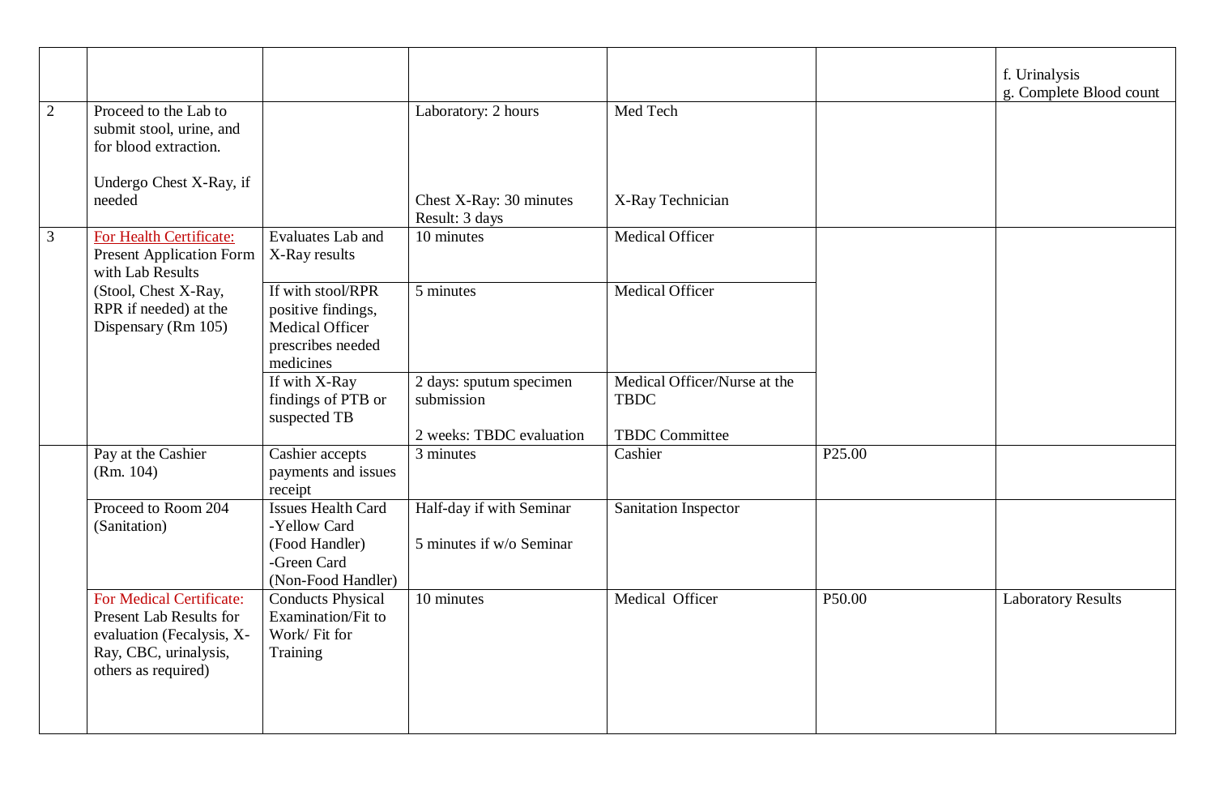| | | | | | | |
|---|---|---|---|---|---|---|
| | | | | | | f. Urinalysis<br>g. Complete Blood count |
| 2 | Proceed to the Lab to submit stool, urine, and for blood extraction.<br><br>Undergo Chest X-Ray, if needed | | Laboratory: 2 hours<br><br>Chest X-Ray: 30 minutes<br>Result: 3 days | Med Tech<br><br>X-Ray Technician | | |
| 3 | For Health Certificate:<br>Present Application Form with Lab Results (Stool, Chest X-Ray, RPR if needed) at the Dispensary (Rm 105) | Evaluates Lab and X-Ray results | 10 minutes | Medical Officer | | |
| | | If with stool/RPR positive findings, Medical Officer prescribes needed medicines | 5 minutes | Medical Officer | | |
| | | If with X-Ray findings of PTB or suspected TB | 2 days: sputum specimen submission<br><br>2 weeks: TBDC evaluation | Medical Officer/Nurse at the TBDC<br><br>TBDC Committee | | |
| | Pay at the Cashier (Rm. 104) | Cashier accepts payments and issues receipt | 3 minutes | Cashier | P25.00 | |
| | Proceed to Room 204 (Sanitation) | Issues Health Card<br>-Yellow Card (Food Handler)<br>-Green Card (Non-Food Handler) | Half-day if with Seminar<br><br>5 minutes if w/o Seminar | Sanitation Inspector | | |
| | For Medical Certificate:<br>Present Lab Results for evaluation (Fecalysis, X-Ray, CBC, urinalysis, others as required) | Conducts Physical Examination/Fit to Work/ Fit for Training | 10 minutes | Medical Officer | P50.00 | Laboratory Results |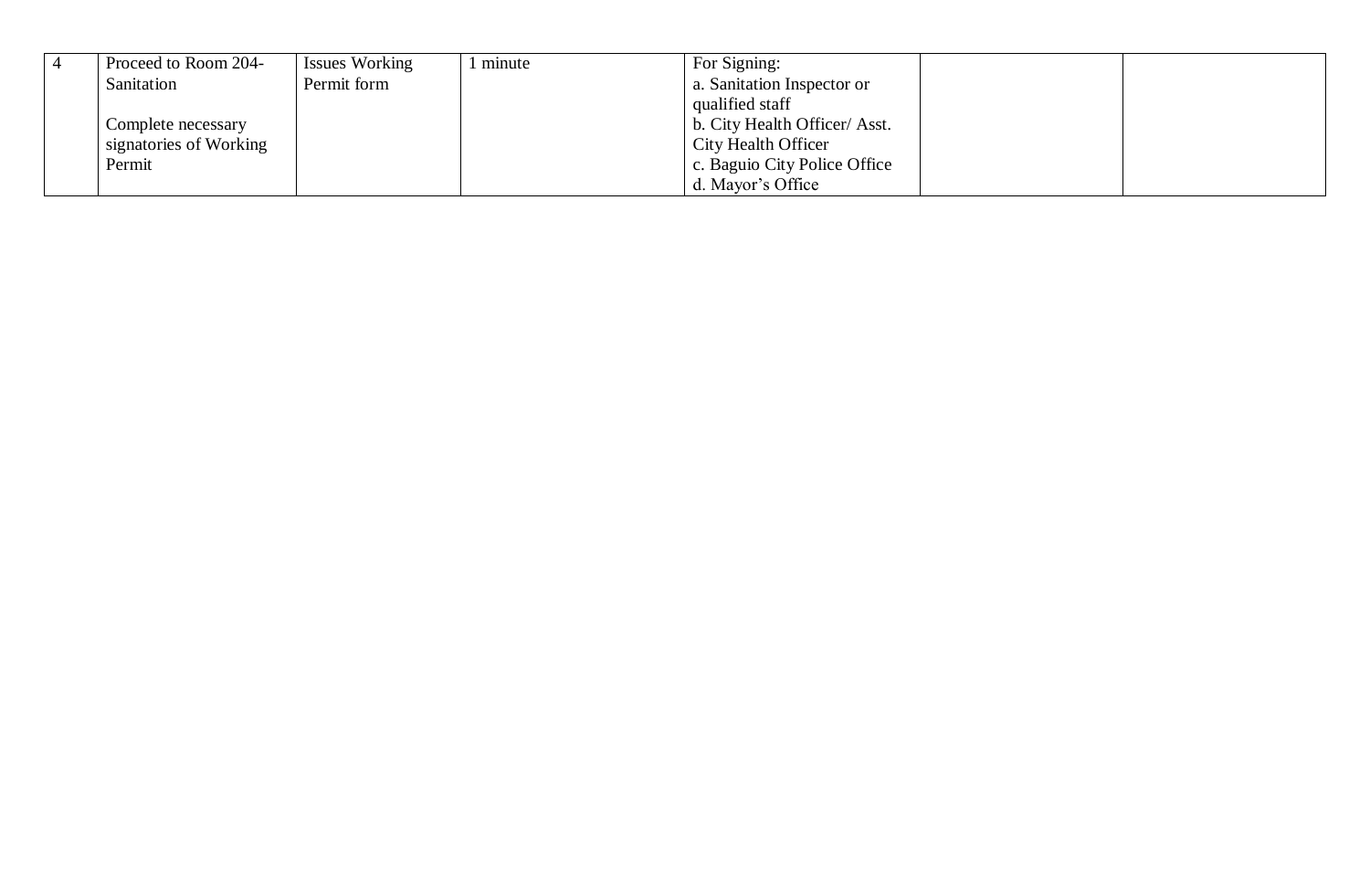| | | | | | | |
|---|---|---|---|---|---|---|
| 4 | Proceed to Room 204-Sanitation<br><br>Complete necessary signatories of Working Permit | Issues Working Permit form | 1 minute | For Signing:<br>a. Sanitation Inspector or qualified staff<br>b. City Health Officer/ Asst. City Health Officer<br>c. Baguio City Police Office<br>d. Mayor's Office | | |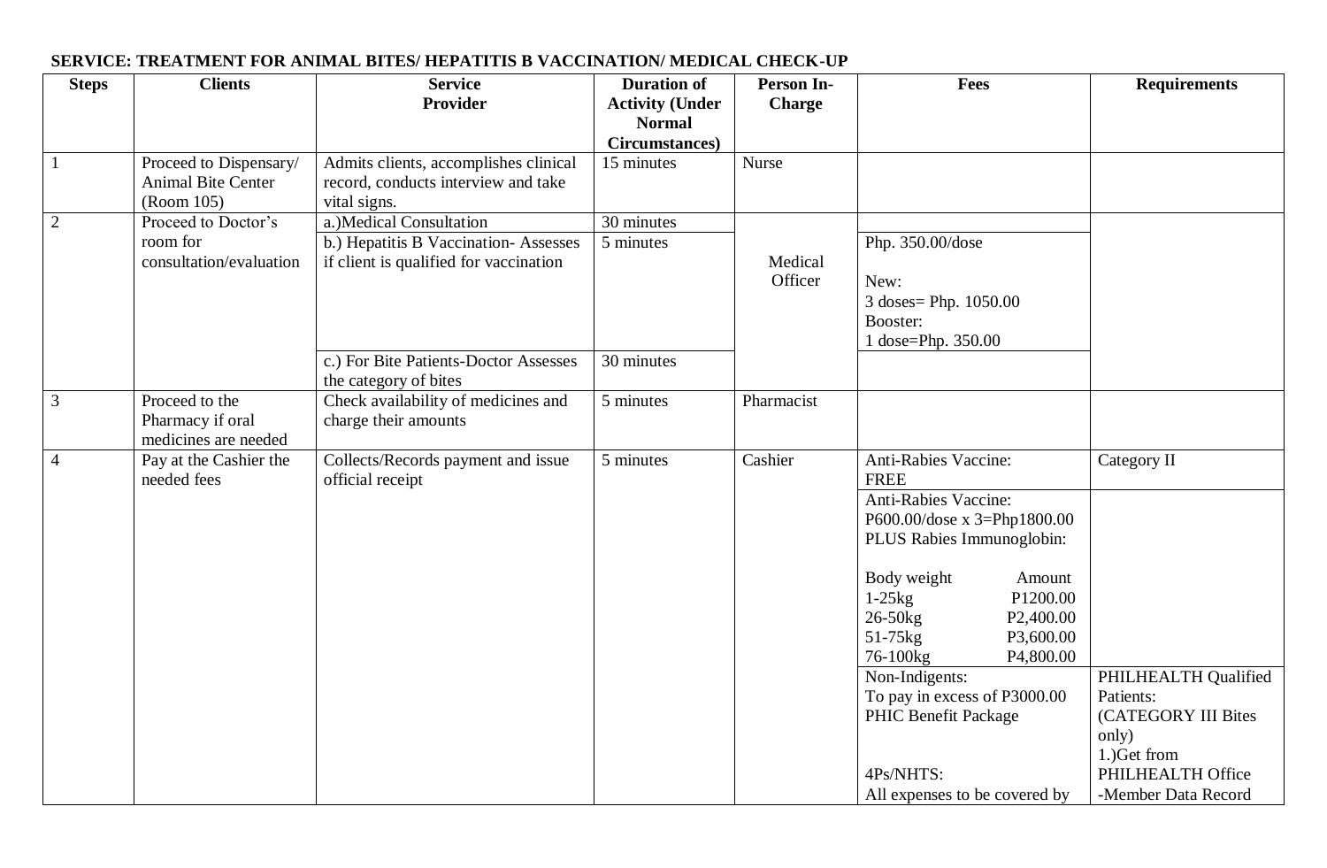**SERVICE: TREATMENT FOR ANIMAL BITES/ HEPATITIS B VACCINATION/ MEDICAL CHECK-UP**

| Steps | Clients | Service Provider | Duration of Activity (Under Normal Circumstances) | Person In-Charge | Fees | Requirements |
|---|---|---|---|---|---|---|
| 1 | Proceed to Dispensary/ Animal Bite Center (Room 105) | Admits clients, accomplishes clinical record, conducts interview and take vital signs. | 15 minutes | Nurse | | |
| 2 | Proceed to Doctor's room for consultation/evaluation | a.)Medical Consultation | 30 minutes | Medical Officer | | |
| | | b.) Hepatitis B Vaccination- Assesses if client is qualified for vaccination | 5 minutes | | Php. 350.00/dose<br><br>New:<br>3 doses= Php. 1050.00<br>Booster:<br>1 dose=Php. 350.00 | |
| | | c.) For Bite Patients-Doctor Assesses the category of bites | 30 minutes | | | |
| 3 | Proceed to the Pharmacy if oral medicines are needed | Check availability of medicines and charge their amounts | 5 minutes | Pharmacist | | |
| 4 | Pay at the Cashier the needed fees | Collects/Records payment and issue official receipt | 5 minutes | Cashier | Anti-Rabies Vaccine: FREE | Category II |
| | | | | | Anti-Rabies Vaccine:<br>P600.00/dose x 3=Php1800.00<br>PLUS Rabies Immunoglobin:<br><br>Body weight Amount<br>1-25kg P1200.00<br>26-50kg P2,400.00<br>51-75kg P3,600.00<br>76-100kg P4,800.00 | |
| | | | | | Non-Indigents:<br>To pay in excess of P3000.00 PHIC Benefit Package<br><br>4Ps/NHTS:<br>All expenses to be covered by | PHILHEALTH Qualified Patients:<br>(CATEGORY III Bites only)<br>1.)Get from PHILHEALTH Office<br>-Member Data Record |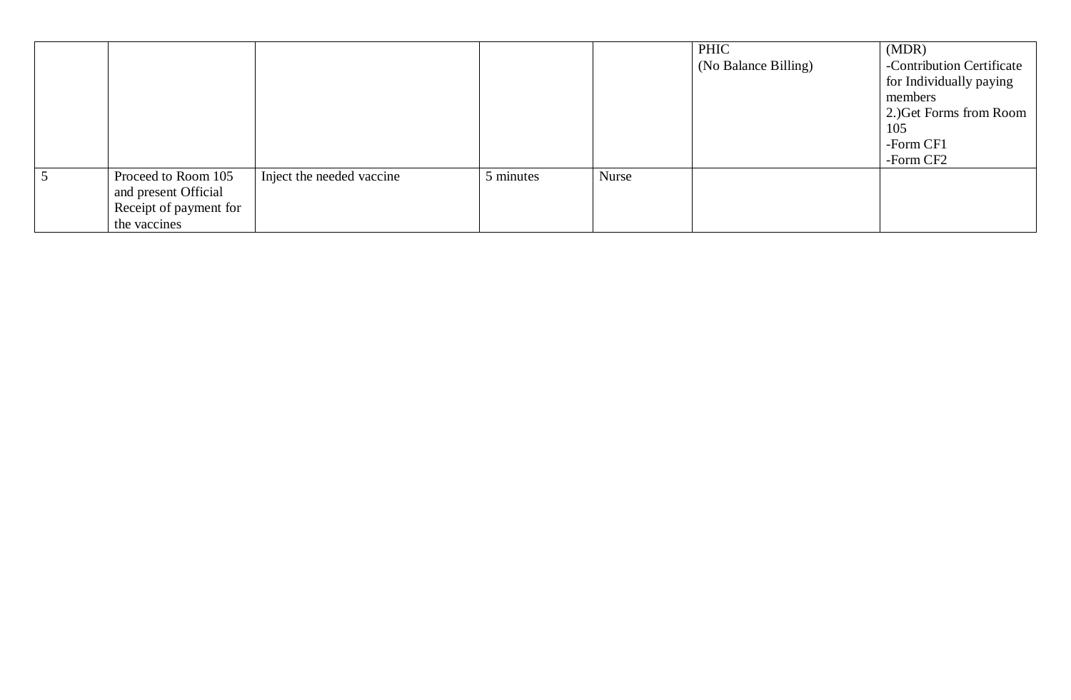|  |  |  |  |  |  |  |
|---|---|---|---|---|---|---|
|  |  |  |  |  | PHIC<br>(No Balance Billing) | (MDR)<br>-Contribution Certificate for Individually paying members<br>2.)Get Forms from Room 105<br>-Form CF1<br>-Form CF2 |
| 5 | Proceed to Room 105 and present Official Receipt of payment for the vaccines | Inject the needed vaccine | 5 minutes | Nurse |  |  |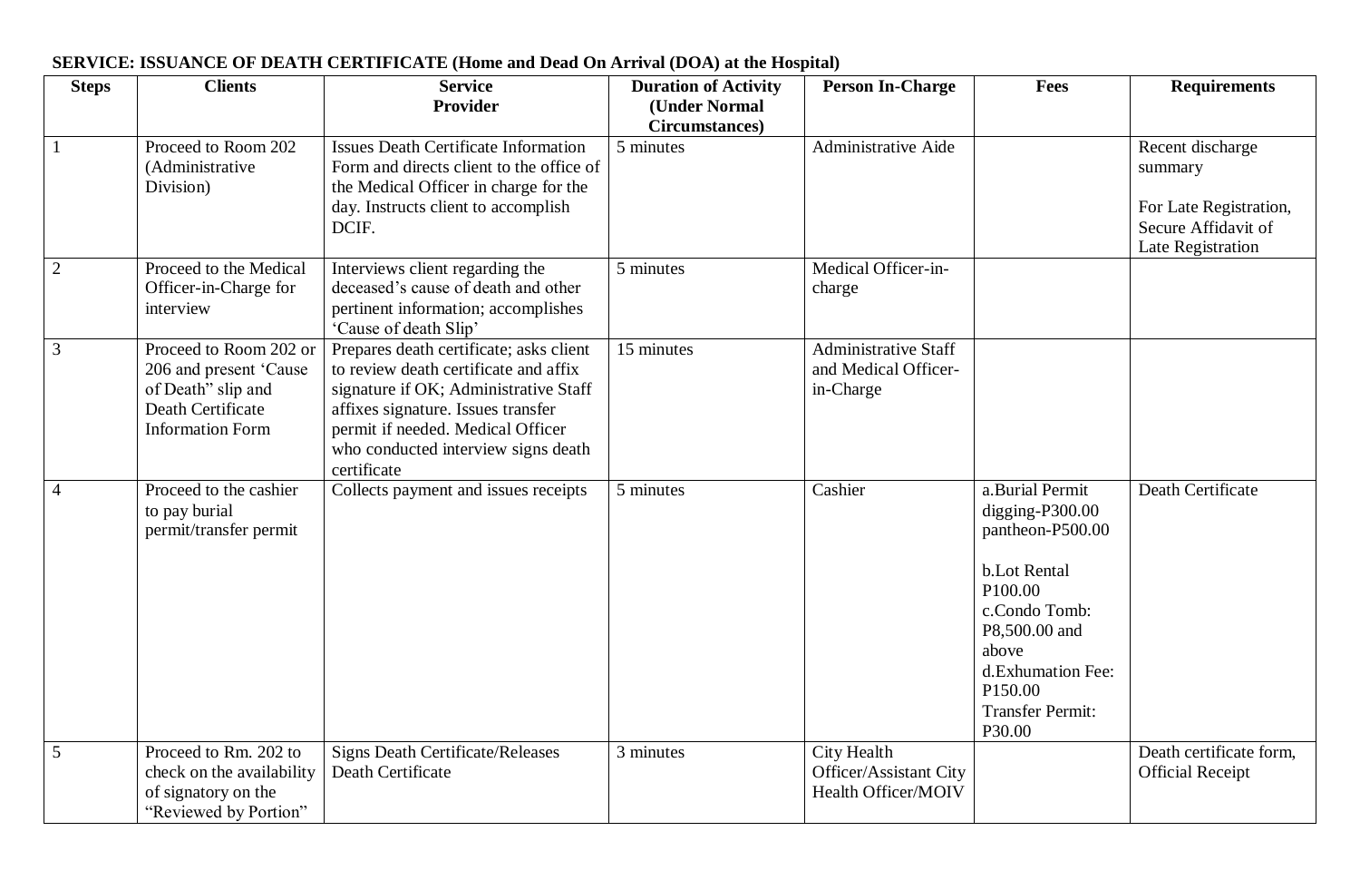**SERVICE: ISSUANCE OF DEATH CERTIFICATE (Home and Dead On Arrival (DOA) at the Hospital)**

| Steps | Clients | Service Provider | Duration of Activity (Under Normal Circumstances) | Person In-Charge | Fees | Requirements |
|---|---|---|---|---|---|---|
| 1 | Proceed to Room 202 (Administrative Division) | Issues Death Certificate Information Form and directs client to the office of the Medical Officer in charge for the day. Instructs client to accomplish DCIF. | 5 minutes | Administrative Aide | | Recent discharge summary<br><br>For Late Registration, Secure Affidavit of Late Registration |
| 2 | Proceed to the Medical Officer-in-Charge for interview | Interviews client regarding the deceased's cause of death and other pertinent information; accomplishes 'Cause of death Slip' | 5 minutes | Medical Officer-in-charge | | |
| 3 | Proceed to Room 202 or 206 and present 'Cause of Death" slip and Death Certificate Information Form | Prepares death certificate; asks client to review death certificate and affix signature if OK; Administrative Staff affixes signature. Issues transfer permit if needed. Medical Officer who conducted interview signs death certificate | 15 minutes | Administrative Staff and Medical Officer-in-Charge | | |
| 4 | Proceed to the cashier to pay burial permit/transfer permit | Collects payment and issues receipts | 5 minutes | Cashier | a.Burial Permit digging-P300.00 pantheon-P500.00<br><br>b.Lot Rental P100.00<br>c.Condo Tomb: P8,500.00 and above<br>d.Exhumation Fee: P150.00<br>Transfer Permit: P30.00 | Death Certificate |
| 5 | Proceed to Rm. 202 to check on the availability of signatory on the "Reviewed by Portion" | Signs Death Certificate/Releases Death Certificate | 3 minutes | City Health Officer/Assistant City Health Officer/MOIV | | Death certificate form, Official Receipt |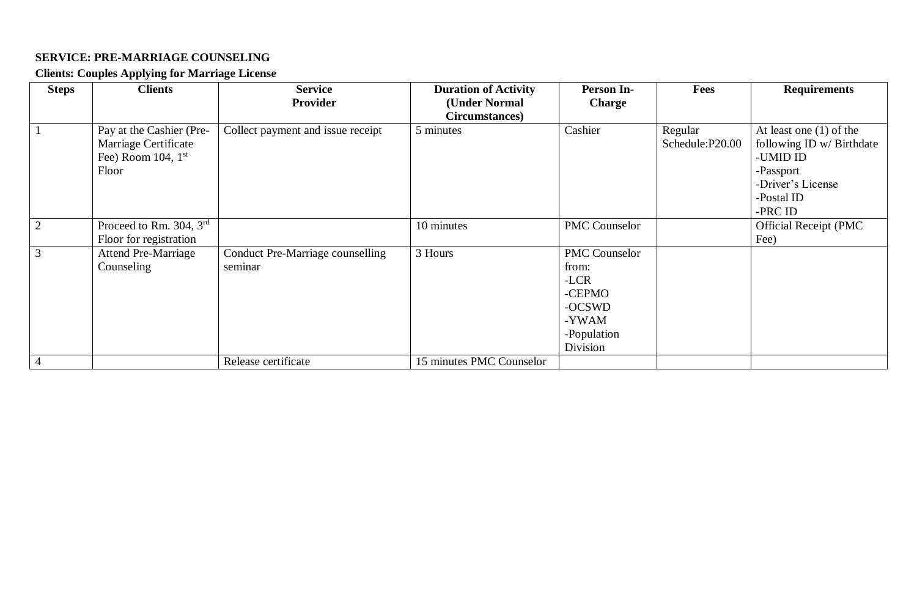**SERVICE: PRE-MARRIAGE COUNSELING**

**Clients: Couples Applying for Marriage License**

| Steps | Clients | Service Provider | Duration of Activity (Under Normal Circumstances) | Person In-Charge | Fees | Requirements |
|---|---|---|---|---|---|---|
| 1 | Pay at the Cashier (Pre-Marriage Certificate Fee) Room 104, 1st Floor | Collect payment and issue receipt | 5 minutes | Cashier | Regular Schedule:P20.00 | At least one (1) of the following ID w/ Birthdate<br>-UMID ID<br>-Passport<br>-Driver's License<br>-Postal ID<br>-PRC ID |
| 2 | Proceed to Rm. 304, 3rd Floor for registration | | 10 minutes | PMC Counselor | | Official Receipt (PMC Fee) |
| 3 | Attend Pre-Marriage Counseling | Conduct Pre-Marriage counselling seminar | 3 Hours | PMC Counselor from:<br>-LCR<br>-CEPMO<br>-OCSWD<br>-YWAM<br>-Population Division | | |
| 4 | | Release certificate | 15 minutes PMC Counselor | | | |